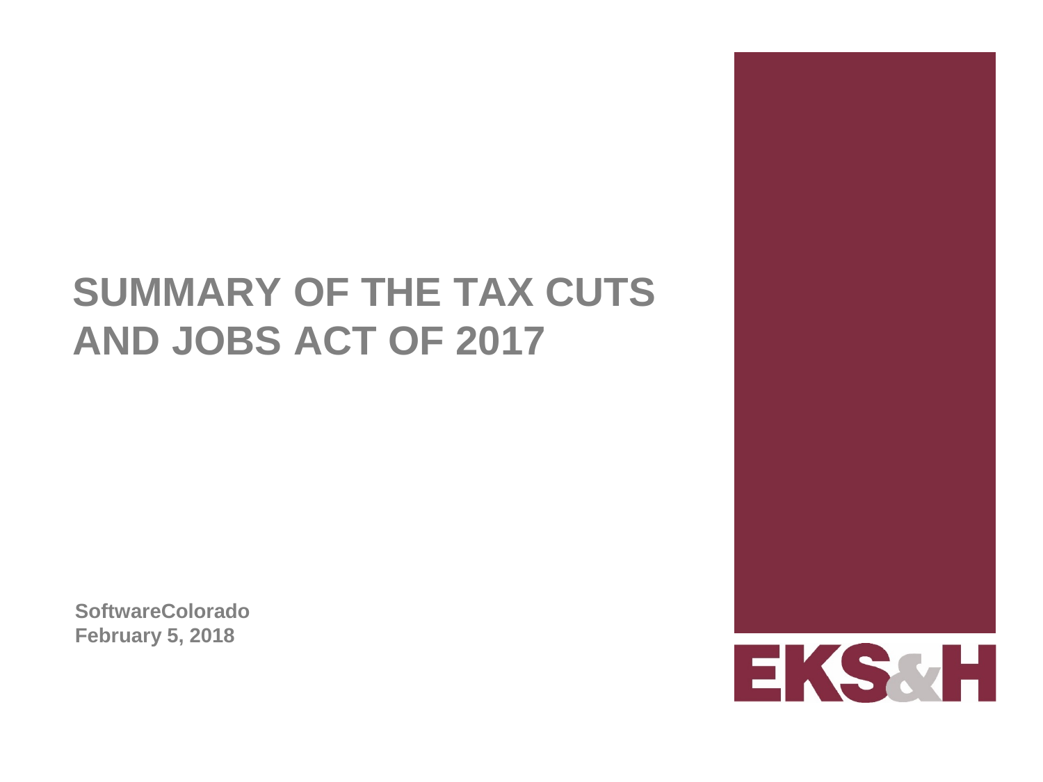# SUMMARY OF THE TAX CUTS AND JOBS ACT OF 2017

**SoftwareColorado**
**February 5, 2018**

EKS&H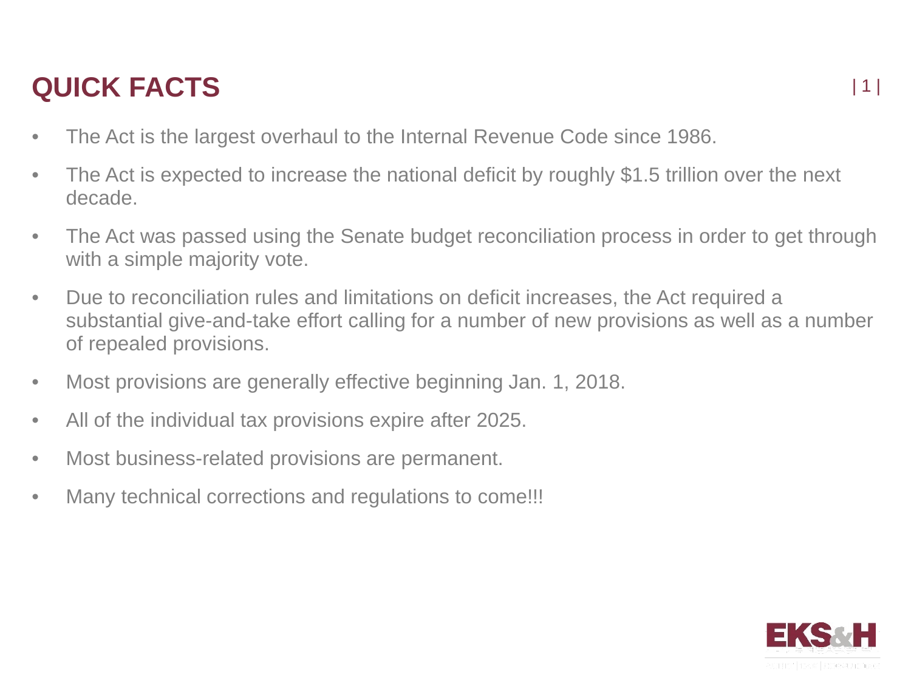# QUICK FACTS

- The Act is the largest overhaul to the Internal Revenue Code since 1986.
- The Act is expected to increase the national deficit by roughly $1.5 trillion over the next decade.
- The Act was passed using the Senate budget reconciliation process in order to get through with a simple majority vote.
- Due to reconciliation rules and limitations on deficit increases, the Act required a substantial give-and-take effort calling for a number of new provisions as well as a number of repealed provisions.
- Most provisions are generally effective beginning Jan. 1, 2018.
- All of the individual tax provisions expire after 2025.
- Most business-related provisions are permanent.
- Many technical corrections and regulations to come!!!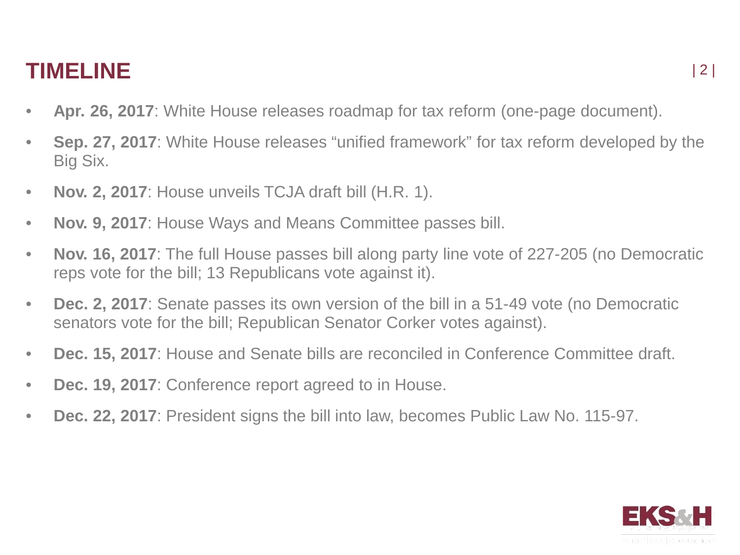# TIMELINE

- **Apr. 26, 2017**: White House releases roadmap for tax reform (one-page document).
- **Sep. 27, 2017**: White House releases "unified framework" for tax reform developed by the Big Six.
- **Nov. 2, 2017**: House unveils TCJA draft bill (H.R. 1).
- **Nov. 9, 2017**: House Ways and Means Committee passes bill.
- **Nov. 16, 2017**: The full House passes bill along party line vote of 227-205 (no Democratic reps vote for the bill; 13 Republicans vote against it).
- **Dec. 2, 2017**: Senate passes its own version of the bill in a 51-49 vote (no Democratic senators vote for the bill; Republican Senator Corker votes against).
- **Dec. 15, 2017**: House and Senate bills are reconciled in Conference Committee draft.
- **Dec. 19, 2017**: Conference report agreed to in House.
- **Dec. 22, 2017**: President signs the bill into law, becomes Public Law No. 115-97.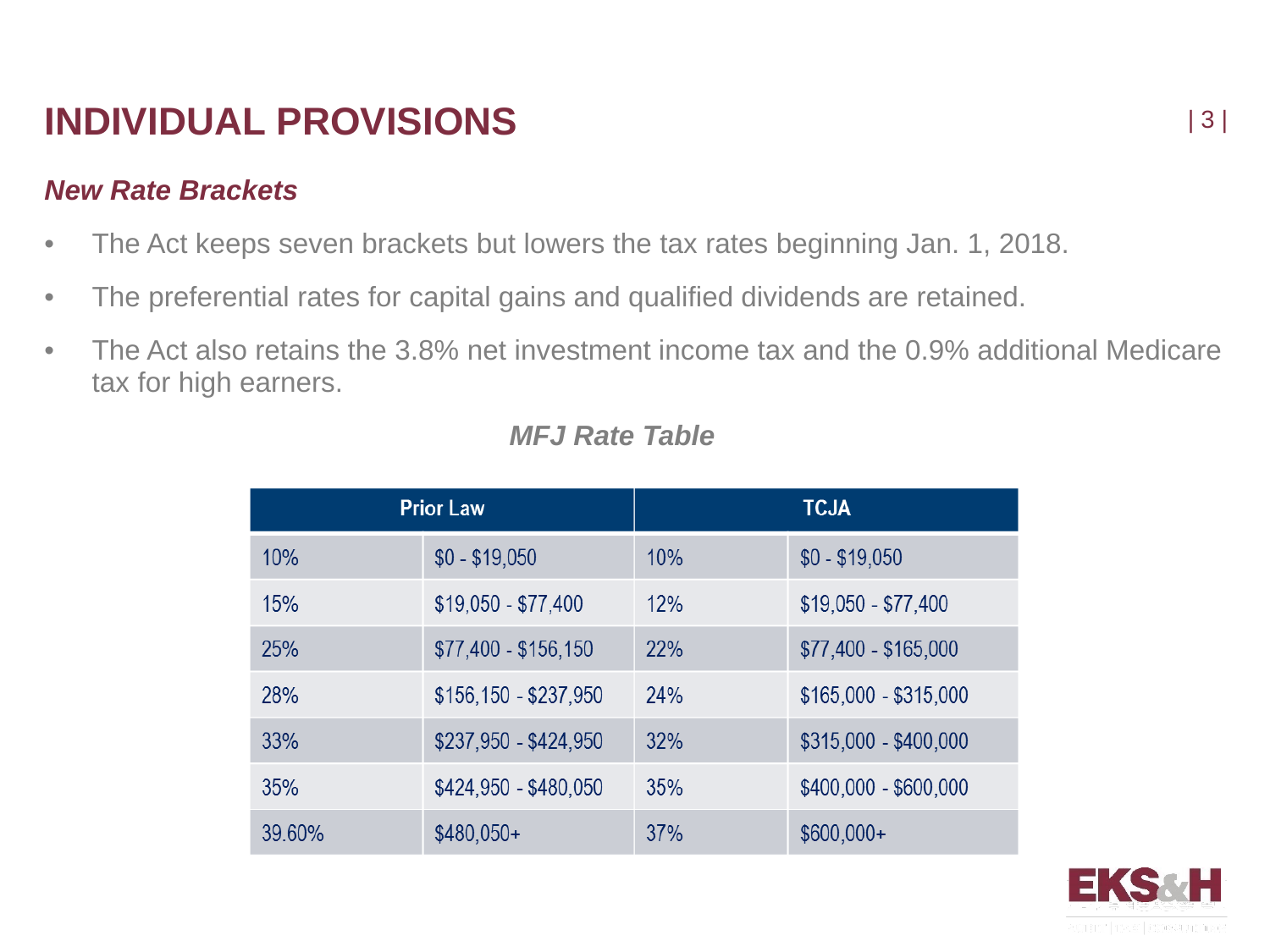# INDIVIDUAL PROVISIONS

## *New Rate Brackets*

- The Act keeps seven brackets but lowers the tax rates beginning Jan. 1, 2018.
- The preferential rates for capital gains and qualified dividends are retained.
- The Act also retains the 3.8% net investment income tax and the 0.9% additional Medicare tax for high earners.

### *MFJ Rate Table*

| Prior Law | | TCJA | |
|---|---|---|---|
| 10% | $0 - $19,050 | 10% | $0 - $19,050 |
| 15% | $19,050 - $77,400 | 12% | $19,050 - $77,400 |
| 25% | $77,400 - $156,150 | 22% | $77,400 - $165,000 |
| 28% | $156,150 - $237,950 | 24% | $165,000 - $315,000 |
| 33% | $237,950 - $424,950 | 32% | $315,000 - $400,000 |
| 35% | $424,950 - $480,050 | 35% | $400,000 - $600,000 |
| 39.60% | $480,050+ | 37% | $600,000+ |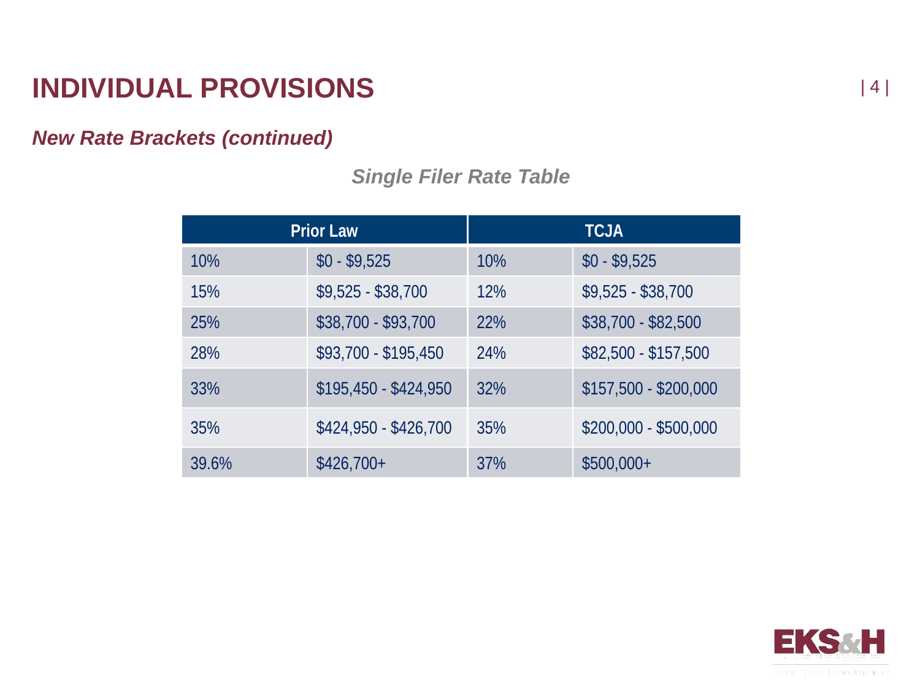# INDIVIDUAL PROVISIONS

## *New Rate Brackets (continued)*

### *Single Filer Rate Table*

| Prior Law | | TCJA | |
|---|---|---|---|
| 10% | $0 - $9,525 | 10% | $0 - $9,525 |
| 15% | $9,525 - $38,700 | 12% | $9,525 - $38,700 |
| 25% | $38,700 - $93,700 | 22% | $38,700 - $82,500 |
| 28% | $93,700 - $195,450 | 24% | $82,500 - $157,500 |
| 33% | $195,450 - $424,950 | 32% | $157,500 - $200,000 |
| 35% | $424,950 - $426,700 | 35% | $200,000 - $500,000 |
| 39.6% | $426,700+ | 37% | $500,000+ |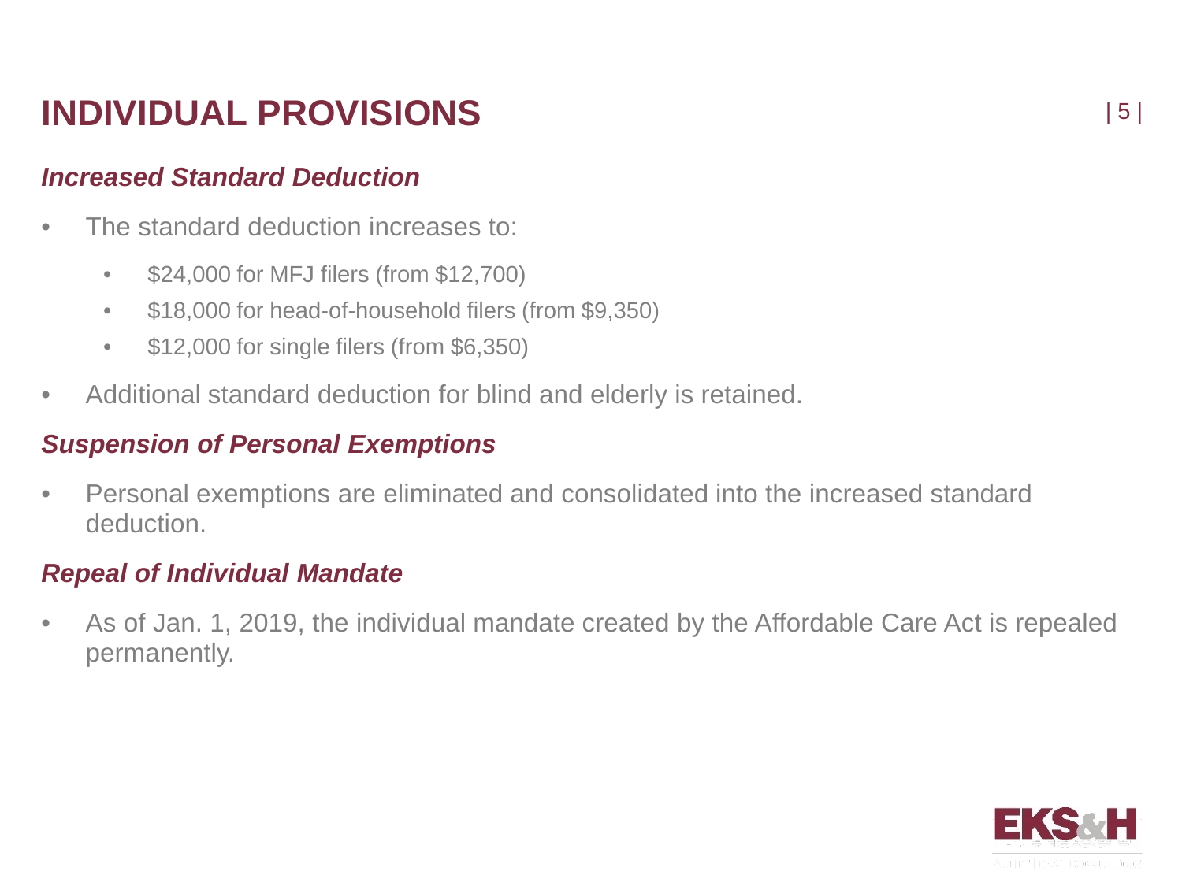# INDIVIDUAL PROVISIONS

### *Increased Standard Deduction*

- The standard deduction increases to:
  - $24,000 for MFJ filers (from $12,700)
  - $18,000 for head-of-household filers (from $9,350)
  - $12,000 for single filers (from $6,350)
- Additional standard deduction for blind and elderly is retained.

### *Suspension of Personal Exemptions*

- Personal exemptions are eliminated and consolidated into the increased standard deduction.

### *Repeal of Individual Mandate*

- As of Jan. 1, 2019, the individual mandate created by the Affordable Care Act is repealed permanently.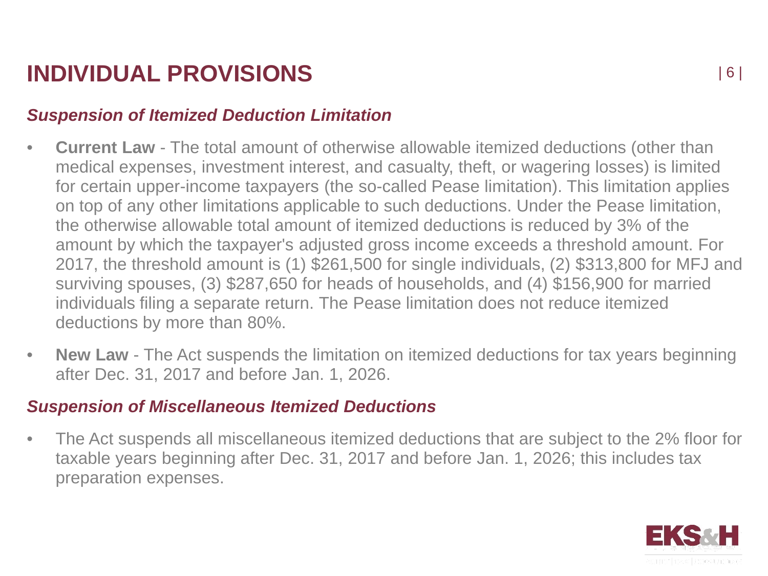# INDIVIDUAL PROVISIONS

### *Suspension of Itemized Deduction Limitation*

- **Current Law** - The total amount of otherwise allowable itemized deductions (other than medical expenses, investment interest, and casualty, theft, or wagering losses) is limited for certain upper-income taxpayers (the so-called Pease limitation). This limitation applies on top of any other limitations applicable to such deductions. Under the Pease limitation, the otherwise allowable total amount of itemized deductions is reduced by 3% of the amount by which the taxpayer's adjusted gross income exceeds a threshold amount. For 2017, the threshold amount is (1) $261,500 for single individuals, (2) $313,800 for MFJ and surviving spouses, (3) $287,650 for heads of households, and (4) $156,900 for married individuals filing a separate return. The Pease limitation does not reduce itemized deductions by more than 80%.
- **New Law** - The Act suspends the limitation on itemized deductions for tax years beginning after Dec. 31, 2017 and before Jan. 1, 2026.

### *Suspension of Miscellaneous Itemized Deductions*

- The Act suspends all miscellaneous itemized deductions that are subject to the 2% floor for taxable years beginning after Dec. 31, 2017 and before Jan. 1, 2026; this includes tax preparation expenses.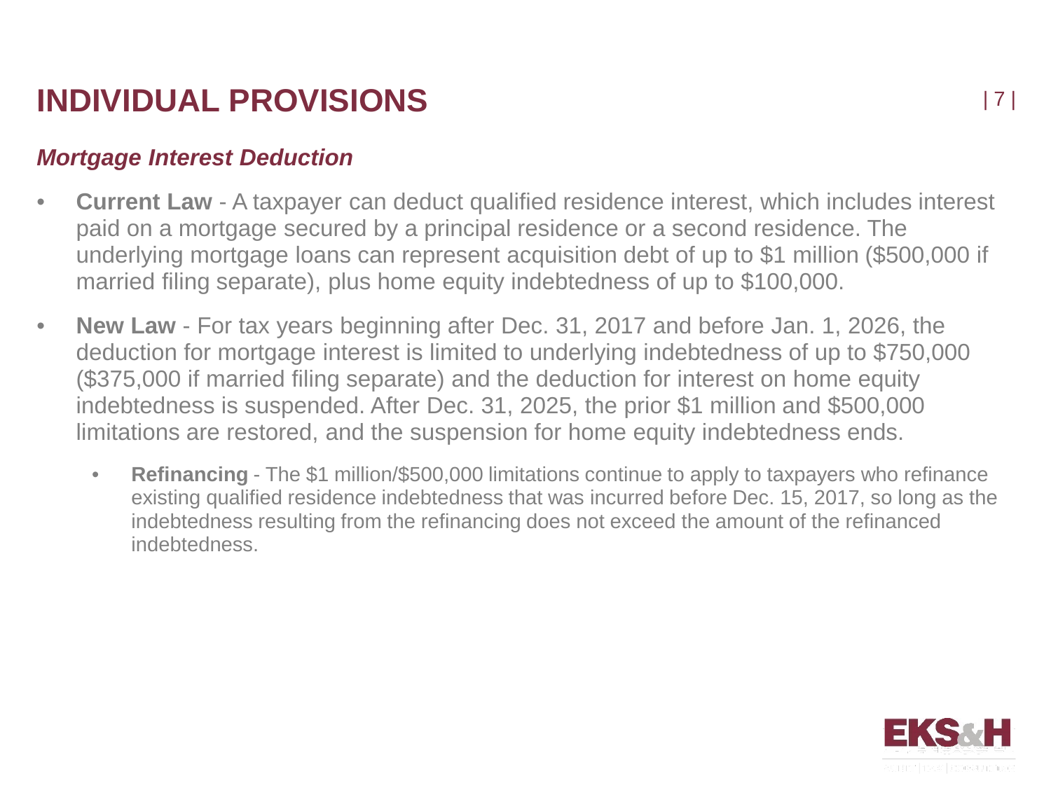# INDIVIDUAL PROVISIONS

## *Mortgage Interest Deduction*

- **Current Law** - A taxpayer can deduct qualified residence interest, which includes interest paid on a mortgage secured by a principal residence or a second residence. The underlying mortgage loans can represent acquisition debt of up to $1 million ($500,000 if married filing separate), plus home equity indebtedness of up to $100,000.
- **New Law** - For tax years beginning after Dec. 31, 2017 and before Jan. 1, 2026, the deduction for mortgage interest is limited to underlying indebtedness of up to $750,000 ($375,000 if married filing separate) and the deduction for interest on home equity indebtedness is suspended. After Dec. 31, 2025, the prior $1 million and $500,000 limitations are restored, and the suspension for home equity indebtedness ends.
  - **Refinancing** - The $1 million/$500,000 limitations continue to apply to taxpayers who refinance existing qualified residence indebtedness that was incurred before Dec. 15, 2017, so long as the indebtedness resulting from the refinancing does not exceed the amount of the refinanced indebtedness.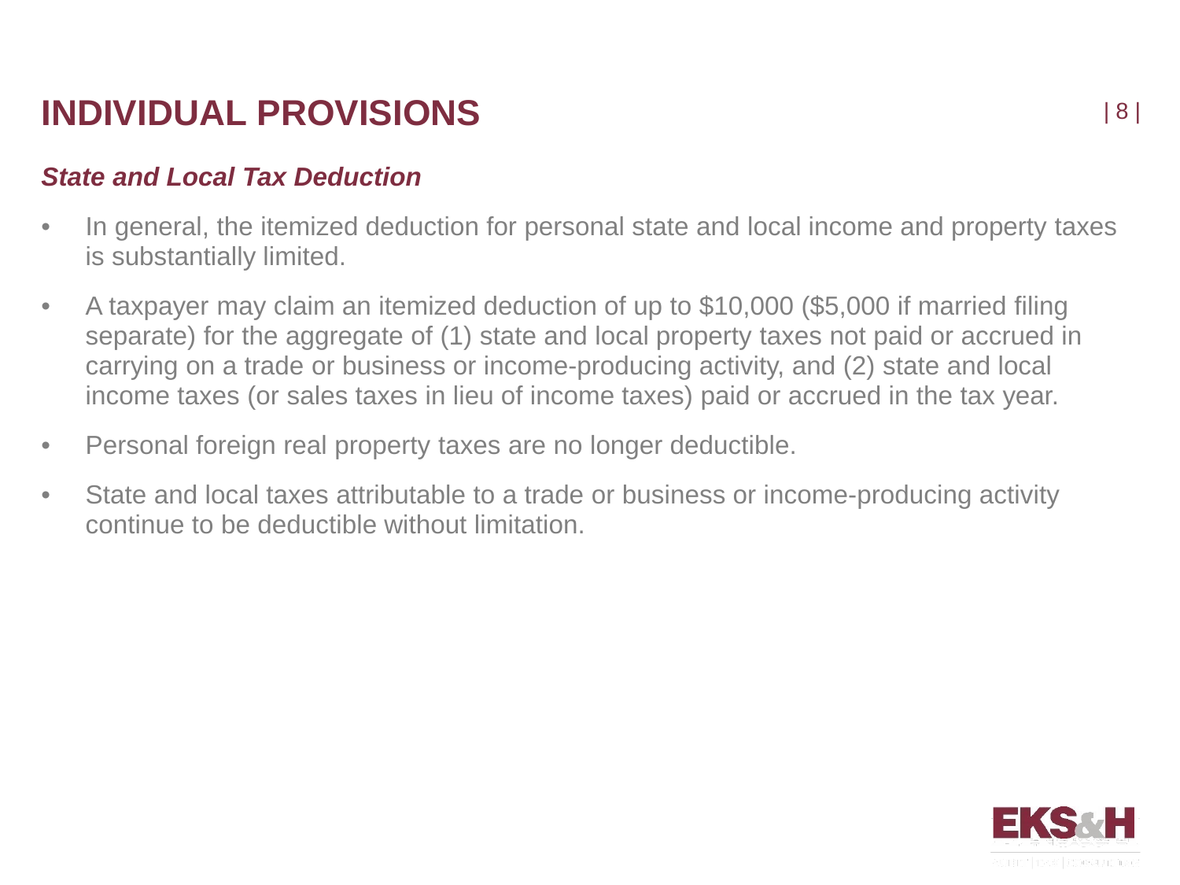# INDIVIDUAL PROVISIONS

### *State and Local Tax Deduction*

- In general, the itemized deduction for personal state and local income and property taxes is substantially limited.
- A taxpayer may claim an itemized deduction of up to $10,000 ($5,000 if married filing separate) for the aggregate of (1) state and local property taxes not paid or accrued in carrying on a trade or business or income-producing activity, and (2) state and local income taxes (or sales taxes in lieu of income taxes) paid or accrued in the tax year.
- Personal foreign real property taxes are no longer deductible.
- State and local taxes attributable to a trade or business or income-producing activity continue to be deductible without limitation.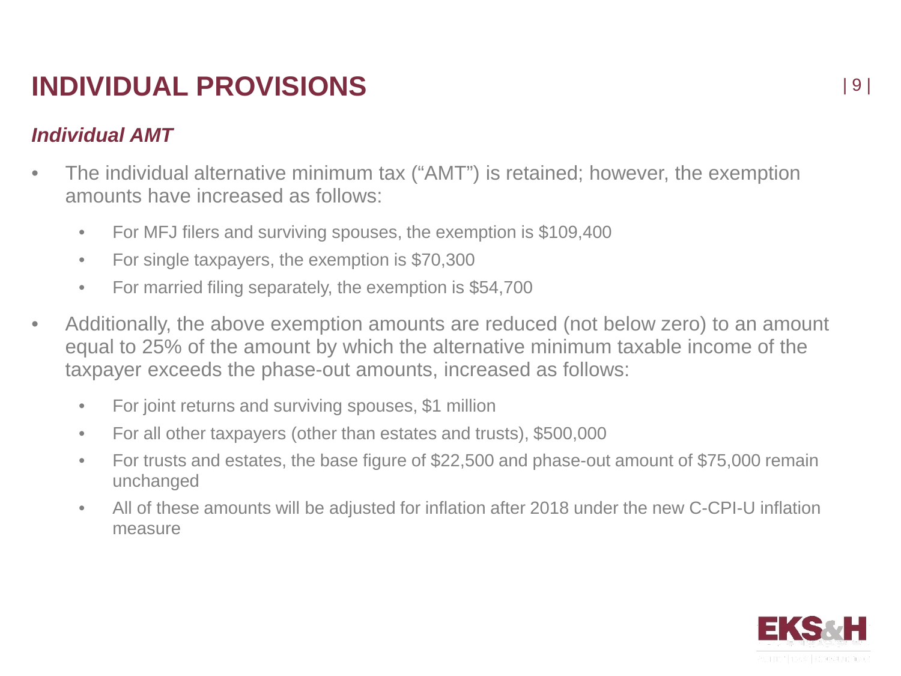# INDIVIDUAL PROVISIONS

## *Individual AMT*

- The individual alternative minimum tax ("AMT") is retained; however, the exemption amounts have increased as follows:
  - For MFJ filers and surviving spouses, the exemption is $109,400
  - For single taxpayers, the exemption is $70,300
  - For married filing separately, the exemption is $54,700
- Additionally, the above exemption amounts are reduced (not below zero) to an amount equal to 25% of the amount by which the alternative minimum taxable income of the taxpayer exceeds the phase-out amounts, increased as follows:
  - For joint returns and surviving spouses, $1 million
  - For all other taxpayers (other than estates and trusts), $500,000
  - For trusts and estates, the base figure of $22,500 and phase-out amount of $75,000 remain unchanged
  - All of these amounts will be adjusted for inflation after 2018 under the new C-CPI-U inflation measure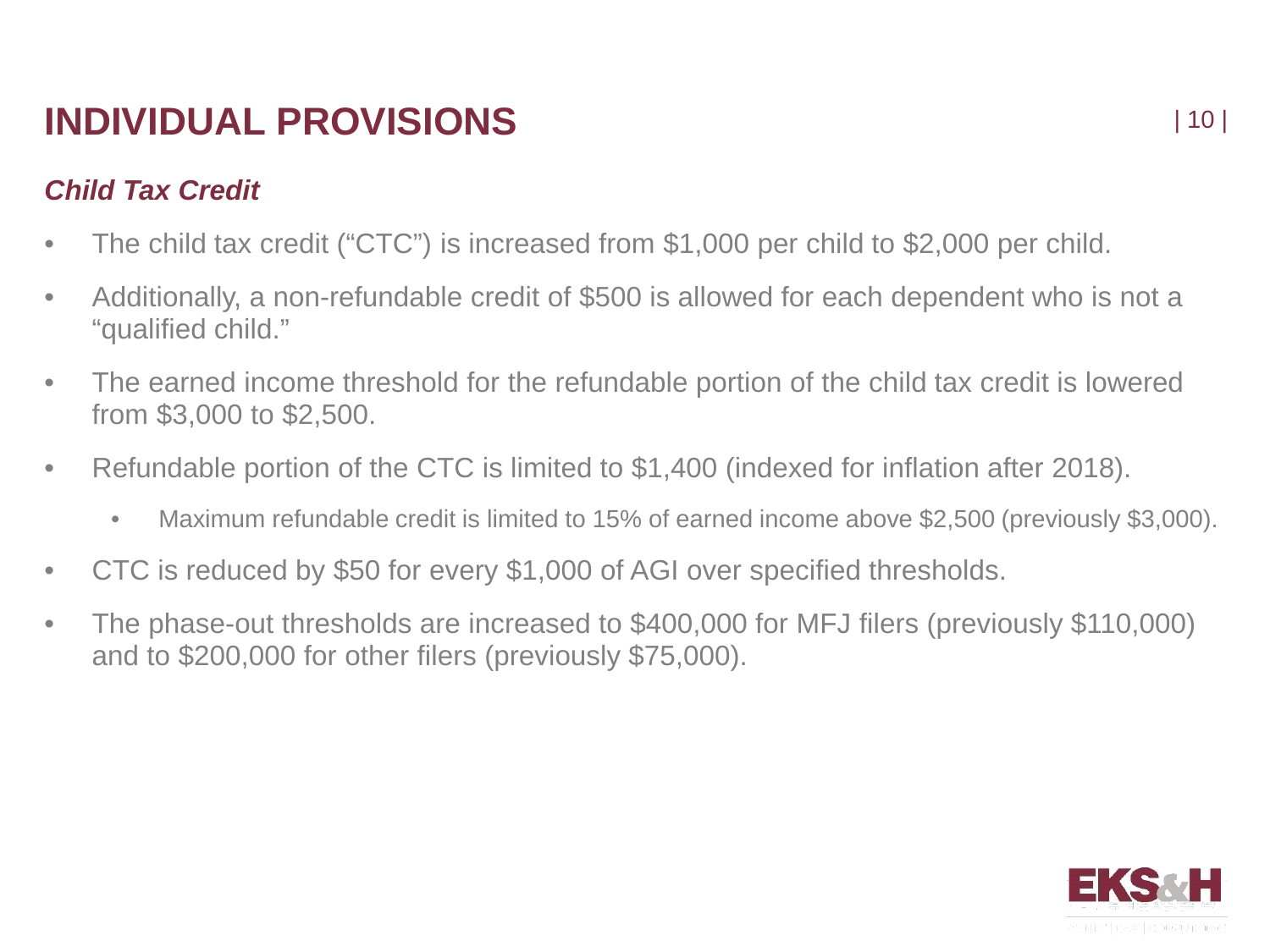# INDIVIDUAL PROVISIONS

## *Child Tax Credit*

- The child tax credit ("CTC") is increased from $1,000 per child to $2,000 per child.
- Additionally, a non-refundable credit of $500 is allowed for each dependent who is not a "qualified child."
- The earned income threshold for the refundable portion of the child tax credit is lowered from $3,000 to $2,500.
- Refundable portion of the CTC is limited to $1,400 (indexed for inflation after 2018).
  - Maximum refundable credit is limited to 15% of earned income above $2,500 (previously $3,000).
- CTC is reduced by $50 for every $1,000 of AGI over specified thresholds.
- The phase-out thresholds are increased to $400,000 for MFJ filers (previously $110,000) and to $200,000 for other filers (previously $75,000).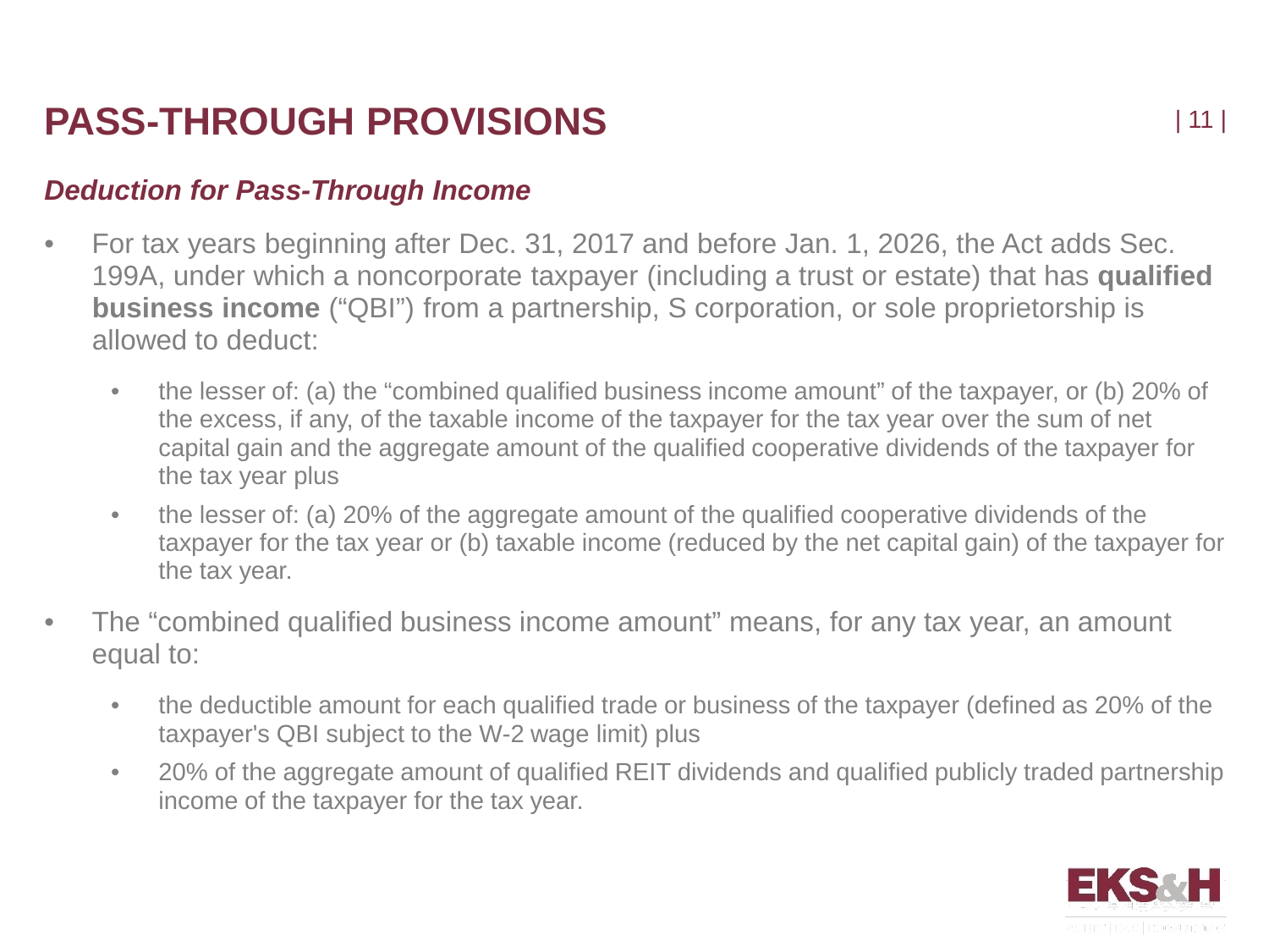# PASS-THROUGH PROVISIONS

## *Deduction for Pass-Through Income*

- For tax years beginning after Dec. 31, 2017 and before Jan. 1, 2026, the Act adds Sec. 199A, under which a noncorporate taxpayer (including a trust or estate) that has **qualified business income** ("QBI") from a partnership, S corporation, or sole proprietorship is allowed to deduct:
  - the lesser of: (a) the "combined qualified business income amount" of the taxpayer, or (b) 20% of the excess, if any, of the taxable income of the taxpayer for the tax year over the sum of net capital gain and the aggregate amount of the qualified cooperative dividends of the taxpayer for the tax year plus
  - the lesser of: (a) 20% of the aggregate amount of the qualified cooperative dividends of the taxpayer for the tax year or (b) taxable income (reduced by the net capital gain) of the taxpayer for the tax year.
- The "combined qualified business income amount" means, for any tax year, an amount equal to:
  - the deductible amount for each qualified trade or business of the taxpayer (defined as 20% of the taxpayer's QBI subject to the W-2 wage limit) plus
  - 20% of the aggregate amount of qualified REIT dividends and qualified publicly traded partnership income of the taxpayer for the tax year.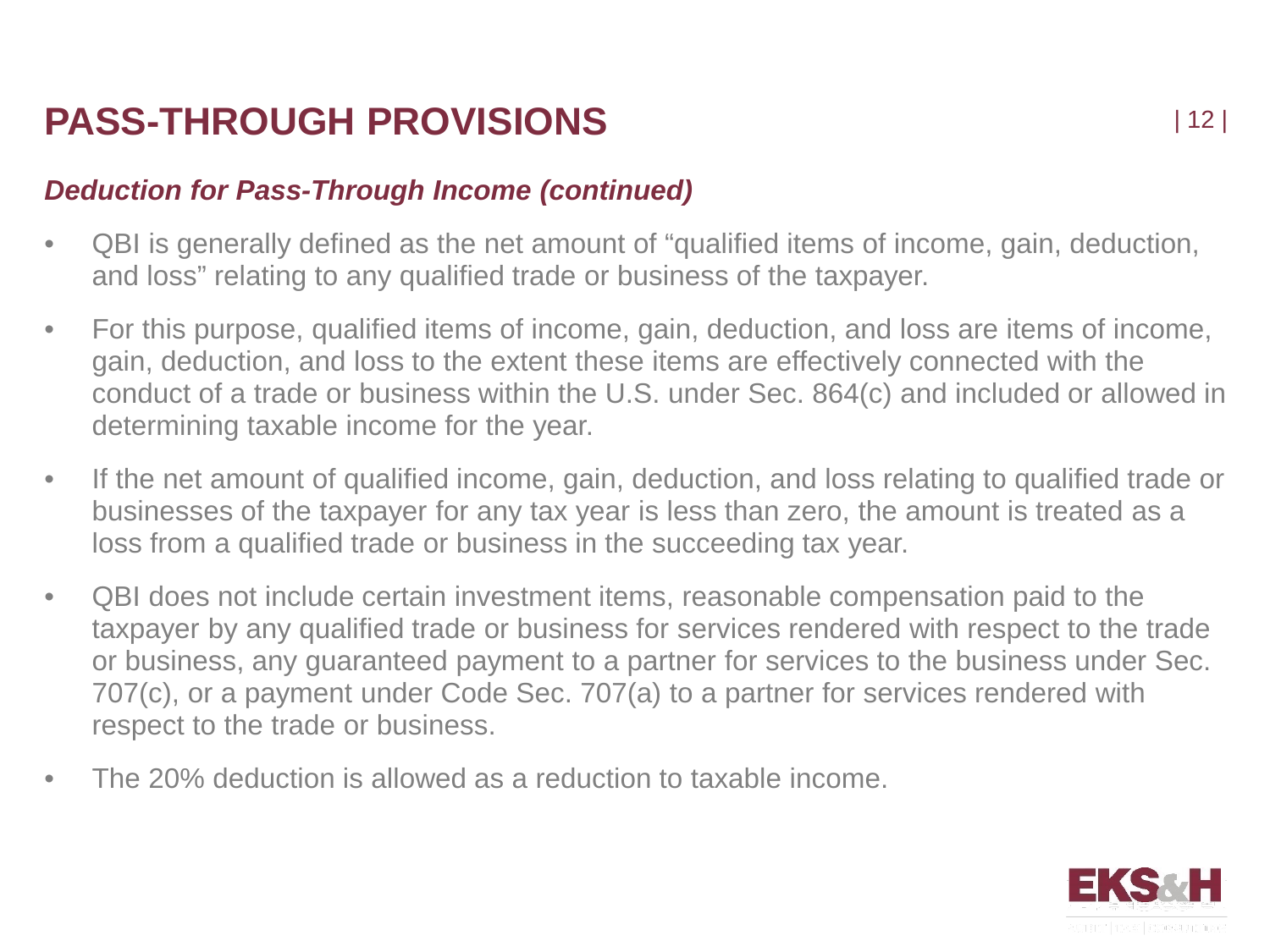# PASS-THROUGH PROVISIONS

***Deduction for Pass-Through Income (continued)***

- QBI is generally defined as the net amount of "qualified items of income, gain, deduction, and loss" relating to any qualified trade or business of the taxpayer.
- For this purpose, qualified items of income, gain, deduction, and loss are items of income, gain, deduction, and loss to the extent these items are effectively connected with the conduct of a trade or business within the U.S. under Sec. 864(c) and included or allowed in determining taxable income for the year.
- If the net amount of qualified income, gain, deduction, and loss relating to qualified trade or businesses of the taxpayer for any tax year is less than zero, the amount is treated as a loss from a qualified trade or business in the succeeding tax year.
- QBI does not include certain investment items, reasonable compensation paid to the taxpayer by any qualified trade or business for services rendered with respect to the trade or business, any guaranteed payment to a partner for services to the business under Sec. 707(c), or a payment under Code Sec. 707(a) to a partner for services rendered with respect to the trade or business.
- The 20% deduction is allowed as a reduction to taxable income.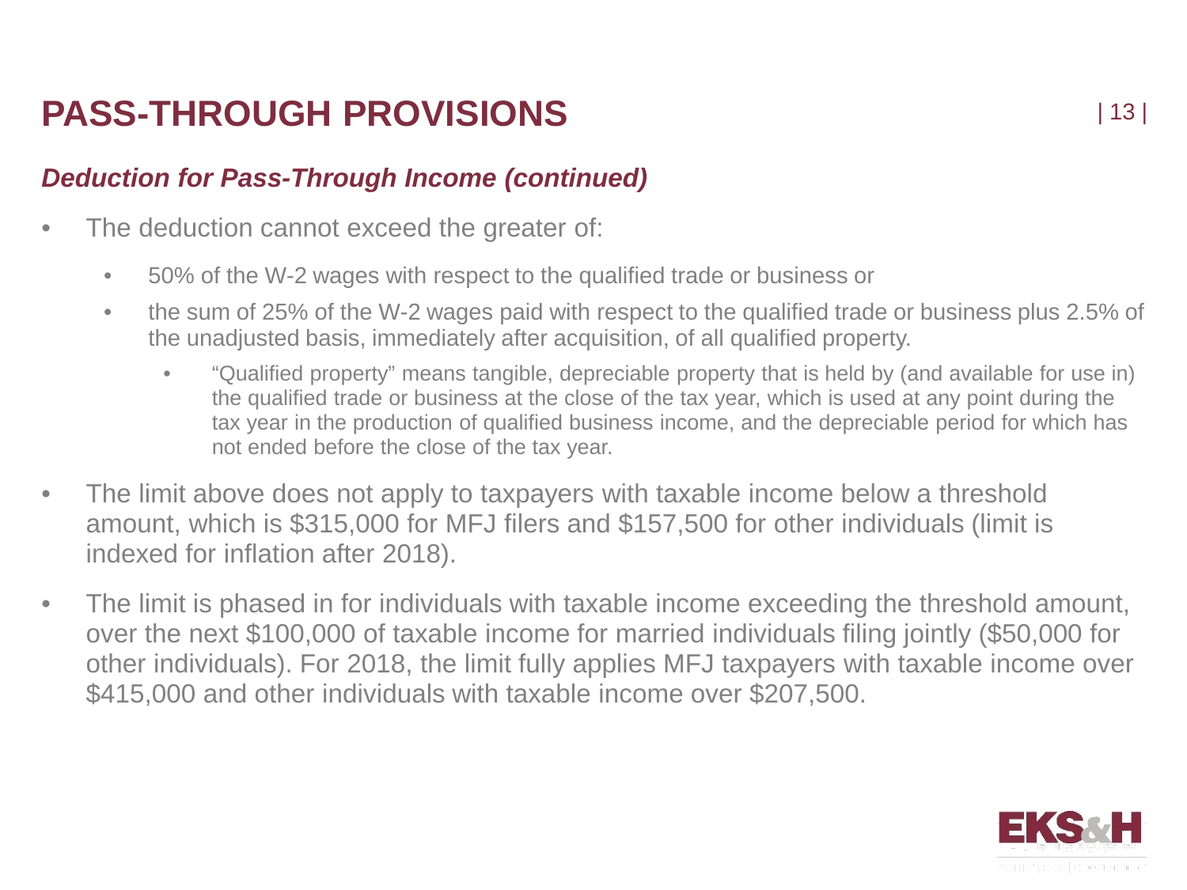# PASS-THROUGH PROVISIONS

## *Deduction for Pass-Through Income (continued)*

- The deduction cannot exceed the greater of:
  - 50% of the W-2 wages with respect to the qualified trade or business or
  - the sum of 25% of the W-2 wages paid with respect to the qualified trade or business plus 2.5% of the unadjusted basis, immediately after acquisition, of all qualified property.
    - "Qualified property" means tangible, depreciable property that is held by (and available for use in) the qualified trade or business at the close of the tax year, which is used at any point during the tax year in the production of qualified business income, and the depreciable period for which has not ended before the close of the tax year.
- The limit above does not apply to taxpayers with taxable income below a threshold amount, which is $315,000 for MFJ filers and $157,500 for other individuals (limit is indexed for inflation after 2018).
- The limit is phased in for individuals with taxable income exceeding the threshold amount, over the next $100,000 of taxable income for married individuals filing jointly ($50,000 for other individuals). For 2018, the limit fully applies MFJ taxpayers with taxable income over $415,000 and other individuals with taxable income over $207,500.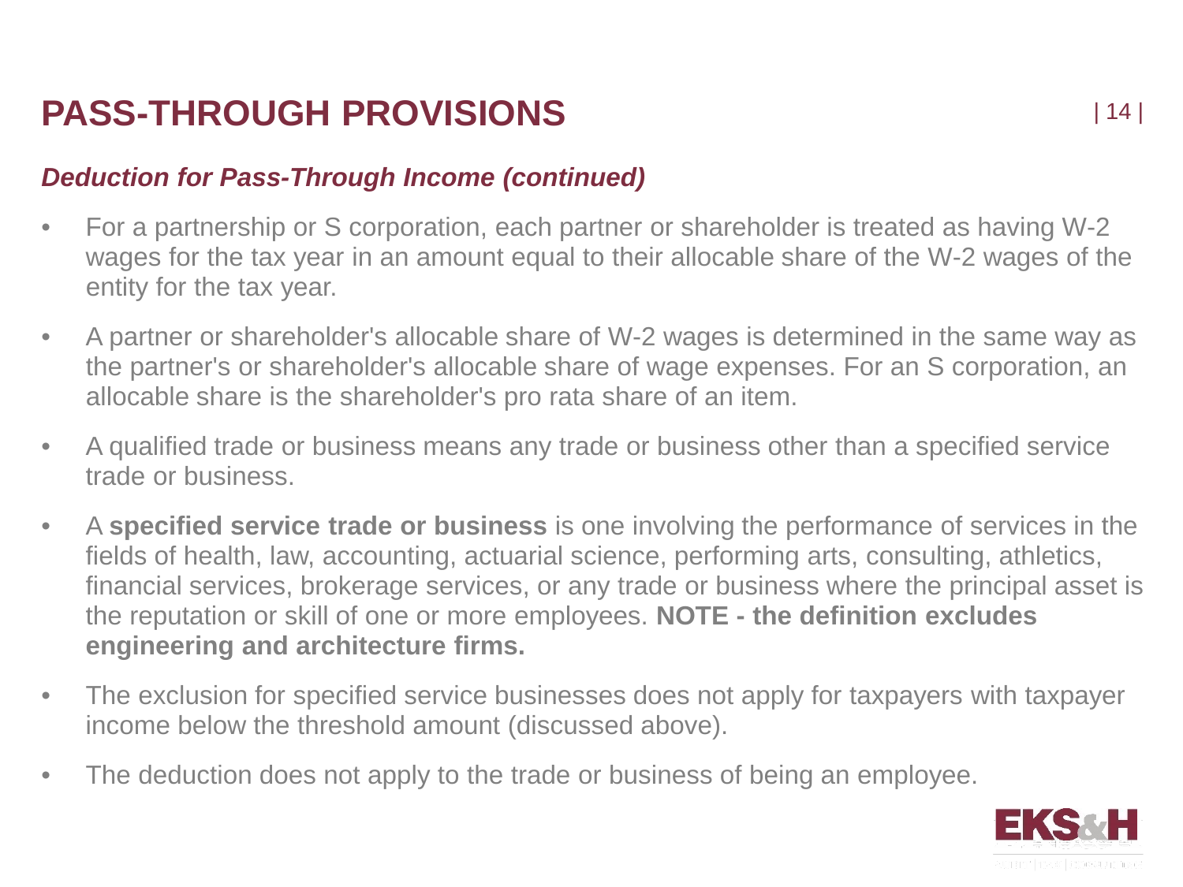# PASS-THROUGH PROVISIONS

## *Deduction for Pass-Through Income (continued)*

- For a partnership or S corporation, each partner or shareholder is treated as having W-2 wages for the tax year in an amount equal to their allocable share of the W-2 wages of the entity for the tax year.
- A partner or shareholder's allocable share of W-2 wages is determined in the same way as the partner's or shareholder's allocable share of wage expenses. For an S corporation, an allocable share is the shareholder's pro rata share of an item.
- A qualified trade or business means any trade or business other than a specified service trade or business.
- A **specified service trade or business** is one involving the performance of services in the fields of health, law, accounting, actuarial science, performing arts, consulting, athletics, financial services, brokerage services, or any trade or business where the principal asset is the reputation or skill of one or more employees. **NOTE - the definition excludes engineering and architecture firms.**
- The exclusion for specified service businesses does not apply for taxpayers with taxpayer income below the threshold amount (discussed above).
- The deduction does not apply to the trade or business of being an employee.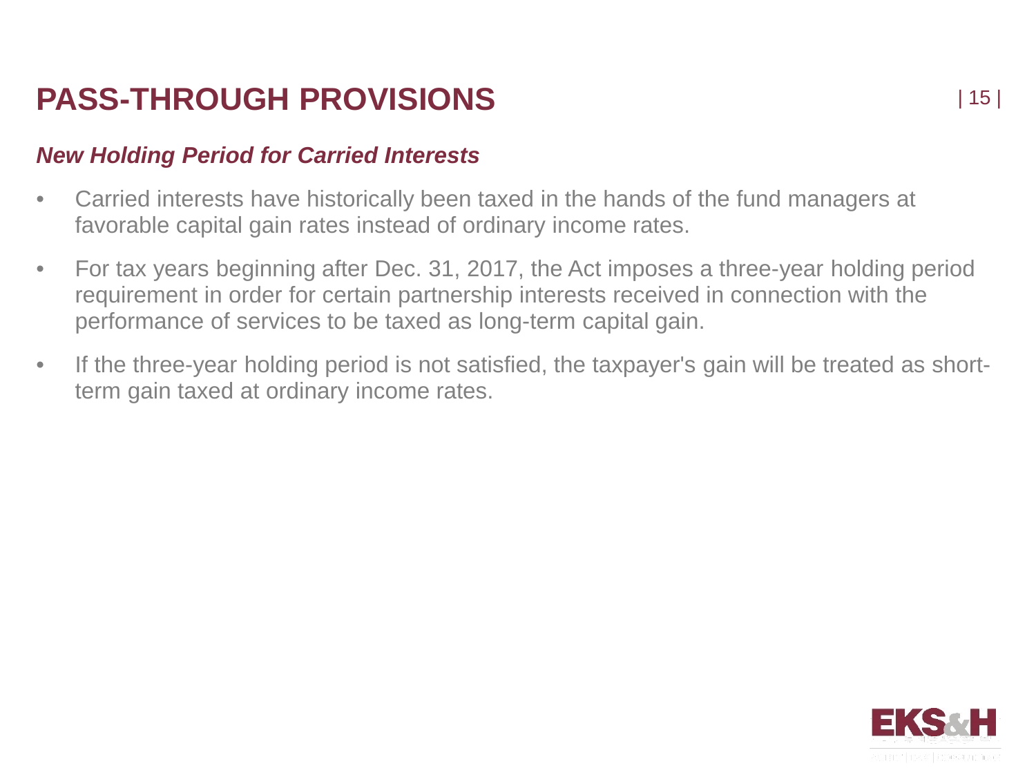# PASS-THROUGH PROVISIONS

### *New Holding Period for Carried Interests*

- Carried interests have historically been taxed in the hands of the fund managers at favorable capital gain rates instead of ordinary income rates.
- For tax years beginning after Dec. 31, 2017, the Act imposes a three-year holding period requirement in order for certain partnership interests received in connection with the performance of services to be taxed as long-term capital gain.
- If the three-year holding period is not satisfied, the taxpayer's gain will be treated as short-term gain taxed at ordinary income rates.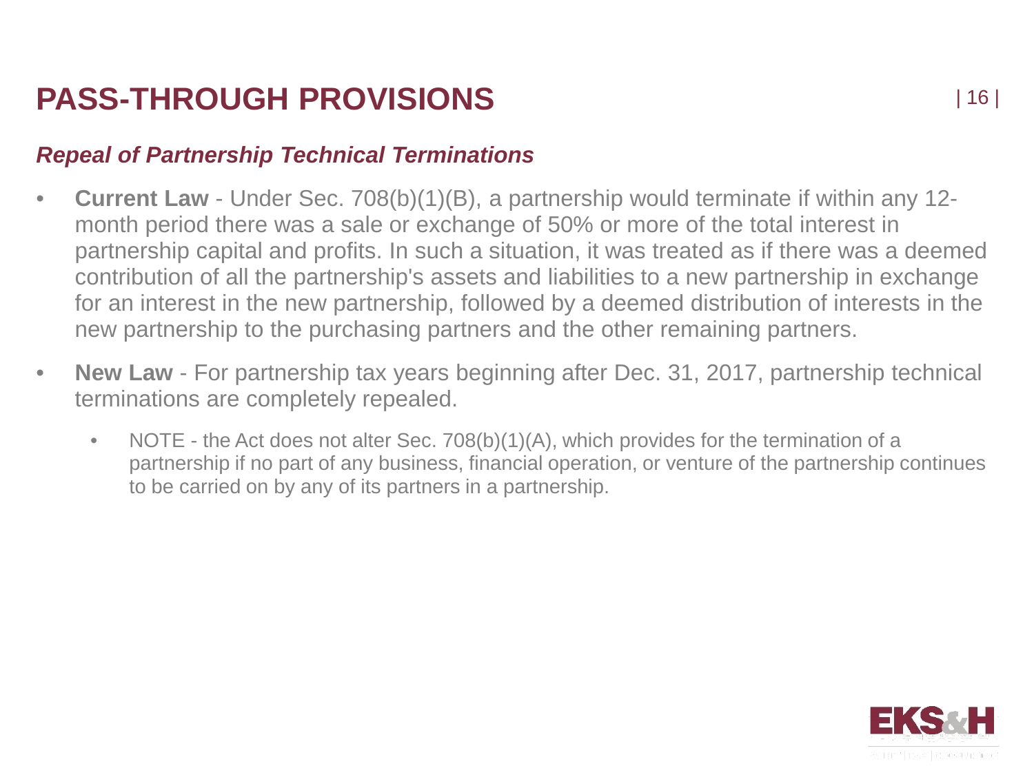# PASS-THROUGH PROVISIONS

## *Repeal of Partnership Technical Terminations*

- **Current Law** - Under Sec. 708(b)(1)(B), a partnership would terminate if within any 12-month period there was a sale or exchange of 50% or more of the total interest in partnership capital and profits. In such a situation, it was treated as if there was a deemed contribution of all the partnership's assets and liabilities to a new partnership in exchange for an interest in the new partnership, followed by a deemed distribution of interests in the new partnership to the purchasing partners and the other remaining partners.
- **New Law** - For partnership tax years beginning after Dec. 31, 2017, partnership technical terminations are completely repealed.
  - NOTE - the Act does not alter Sec. 708(b)(1)(A), which provides for the termination of a partnership if no part of any business, financial operation, or venture of the partnership continues to be carried on by any of its partners in a partnership.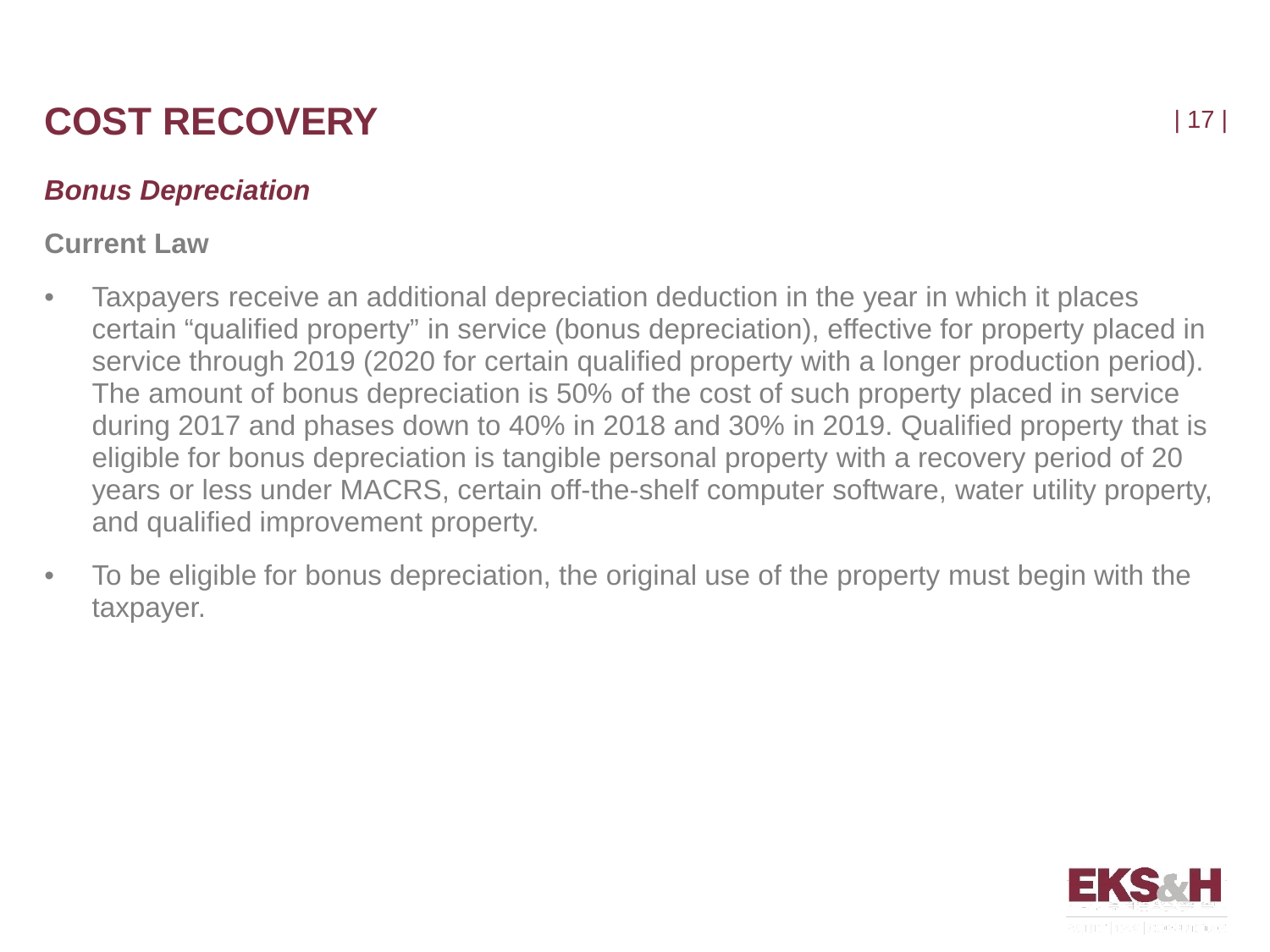# COST RECOVERY

## *Bonus Depreciation*

### Current Law

- Taxpayers receive an additional depreciation deduction in the year in which it places certain “qualified property” in service (bonus depreciation), effective for property placed in service through 2019 (2020 for certain qualified property with a longer production period). The amount of bonus depreciation is 50% of the cost of such property placed in service during 2017 and phases down to 40% in 2018 and 30% in 2019. Qualified property that is eligible for bonus depreciation is tangible personal property with a recovery period of 20 years or less under MACRS, certain off-the-shelf computer software, water utility property, and qualified improvement property.
- To be eligible for bonus depreciation, the original use of the property must begin with the taxpayer.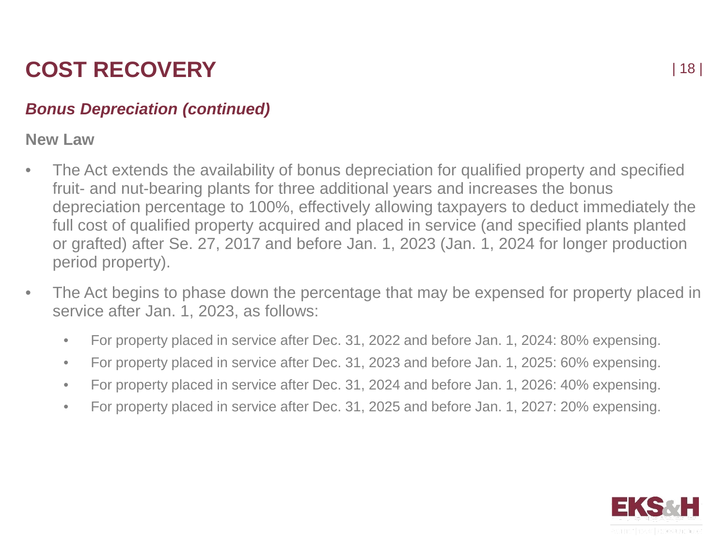# COST RECOVERY

## *Bonus Depreciation (continued)*

**New Law**

- The Act extends the availability of bonus depreciation for qualified property and specified fruit- and nut-bearing plants for three additional years and increases the bonus depreciation percentage to 100%, effectively allowing taxpayers to deduct immediately the full cost of qualified property acquired and placed in service (and specified plants planted or grafted) after Se. 27, 2017 and before Jan. 1, 2023 (Jan. 1, 2024 for longer production period property).
- The Act begins to phase down the percentage that may be expensed for property placed in service after Jan. 1, 2023, as follows:
  - For property placed in service after Dec. 31, 2022 and before Jan. 1, 2024: 80% expensing.
  - For property placed in service after Dec. 31, 2023 and before Jan. 1, 2025: 60% expensing.
  - For property placed in service after Dec. 31, 2024 and before Jan. 1, 2026: 40% expensing.
  - For property placed in service after Dec. 31, 2025 and before Jan. 1, 2027: 20% expensing.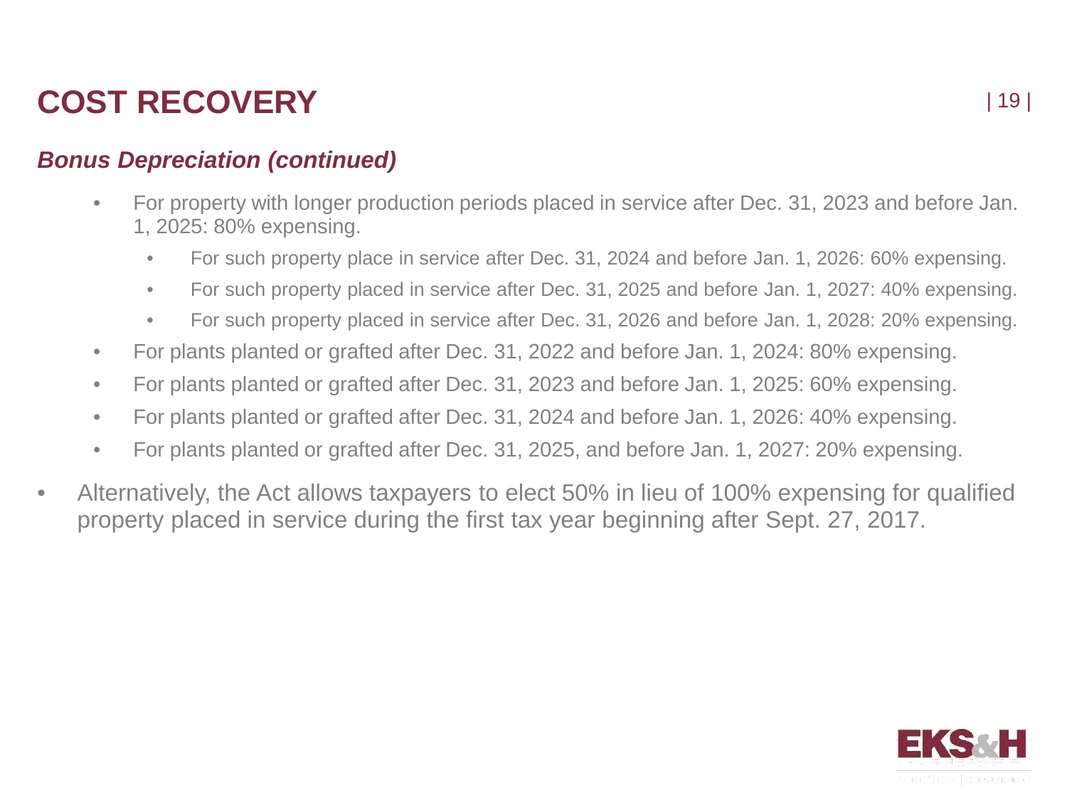# COST RECOVERY

### *Bonus Depreciation (continued)*

- For property with longer production periods placed in service after Dec. 31, 2023 and before Jan. 1, 2025: 80% expensing.
  - For such property place in service after Dec. 31, 2024 and before Jan. 1, 2026: 60% expensing.
  - For such property placed in service after Dec. 31, 2025 and before Jan. 1, 2027: 40% expensing.
  - For such property placed in service after Dec. 31, 2026 and before Jan. 1, 2028: 20% expensing.
- For plants planted or grafted after Dec. 31, 2022 and before Jan. 1, 2024: 80% expensing.
- For plants planted or grafted after Dec. 31, 2023 and before Jan. 1, 2025: 60% expensing.
- For plants planted or grafted after Dec. 31, 2024 and before Jan. 1, 2026: 40% expensing.
- For plants planted or grafted after Dec. 31, 2025, and before Jan. 1, 2027: 20% expensing.

- Alternatively, the Act allows taxpayers to elect 50% in lieu of 100% expensing for qualified property placed in service during the first tax year beginning after Sept. 27, 2017.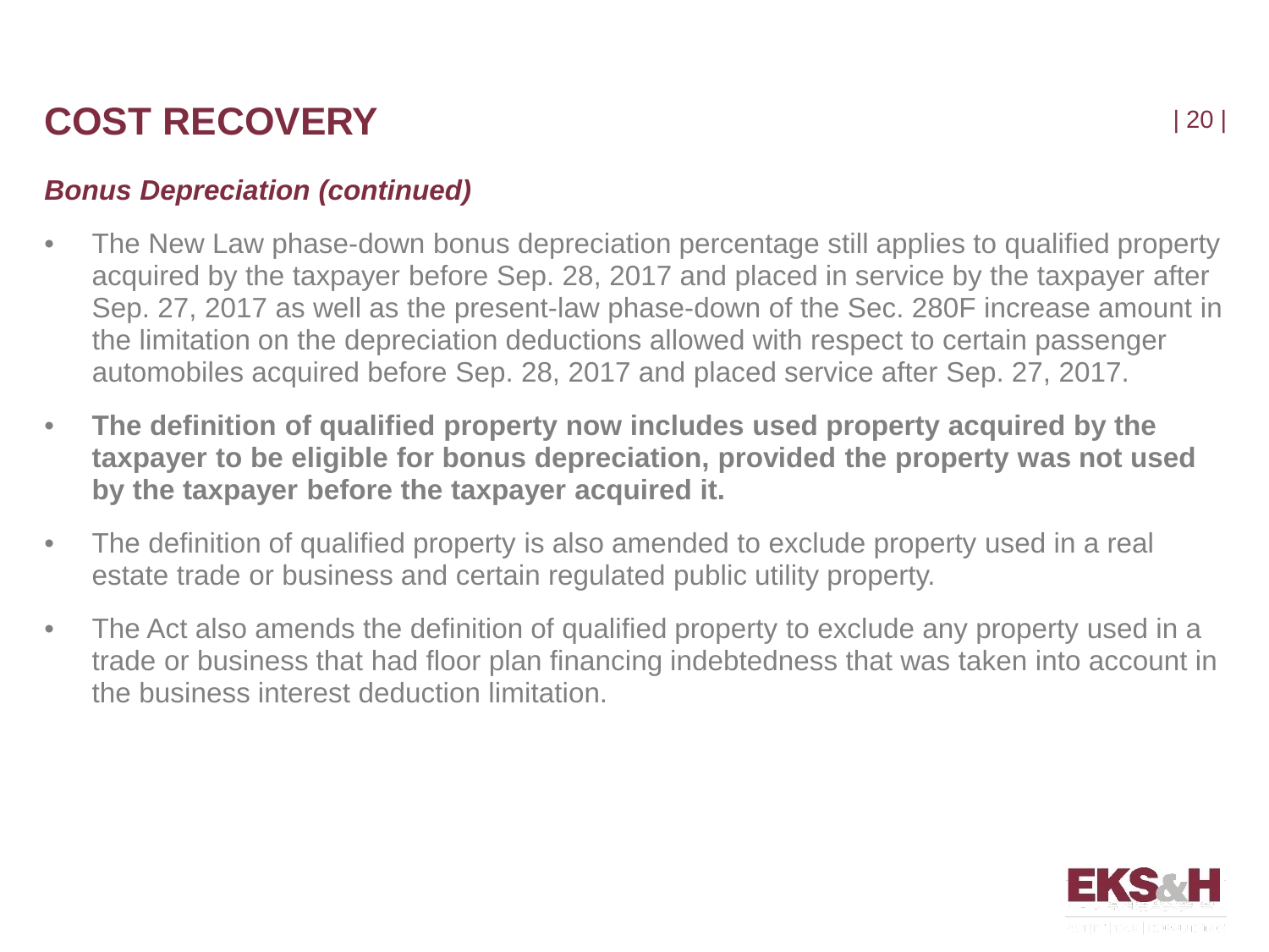# COST RECOVERY

## *Bonus Depreciation (continued)*

- The New Law phase-down bonus depreciation percentage still applies to qualified property acquired by the taxpayer before Sep. 28, 2017 and placed in service by the taxpayer after Sep. 27, 2017 as well as the present-law phase-down of the Sec. 280F increase amount in the limitation on the depreciation deductions allowed with respect to certain passenger automobiles acquired before Sep. 28, 2017 and placed service after Sep. 27, 2017.
- **The definition of qualified property now includes used property acquired by the taxpayer to be eligible for bonus depreciation, provided the property was not used by the taxpayer before the taxpayer acquired it.**
- The definition of qualified property is also amended to exclude property used in a real estate trade or business and certain regulated public utility property.
- The Act also amends the definition of qualified property to exclude any property used in a trade or business that had floor plan financing indebtedness that was taken into account in the business interest deduction limitation.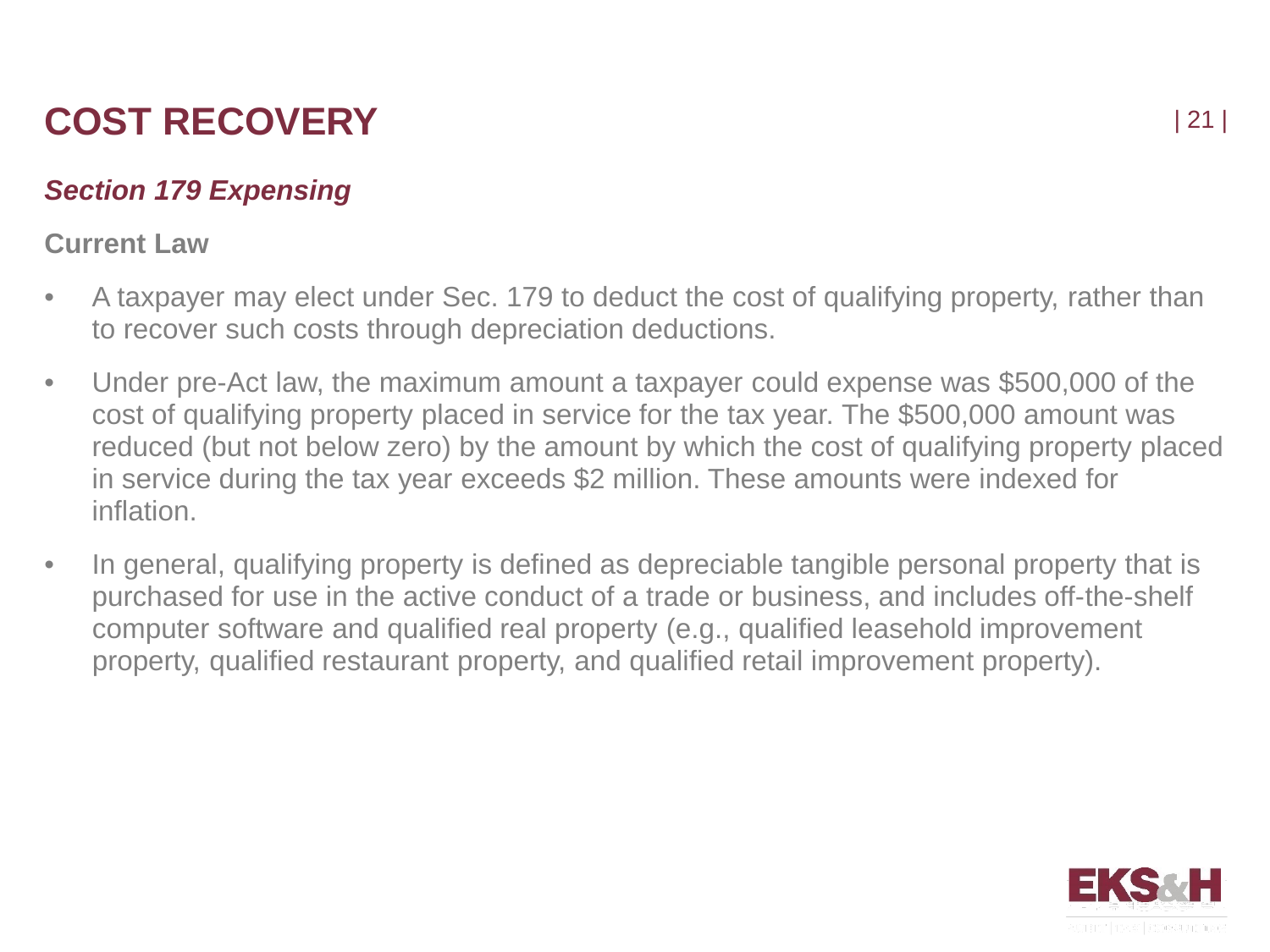# COST RECOVERY

## *Section 179 Expensing*

**Current Law**

- A taxpayer may elect under Sec. 179 to deduct the cost of qualifying property, rather than to recover such costs through depreciation deductions.
- Under pre-Act law, the maximum amount a taxpayer could expense was $500,000 of the cost of qualifying property placed in service for the tax year. The $500,000 amount was reduced (but not below zero) by the amount by which the cost of qualifying property placed in service during the tax year exceeds $2 million. These amounts were indexed for inflation.
- In general, qualifying property is defined as depreciable tangible personal property that is purchased for use in the active conduct of a trade or business, and includes off-the-shelf computer software and qualified real property (e.g., qualified leasehold improvement property, qualified restaurant property, and qualified retail improvement property).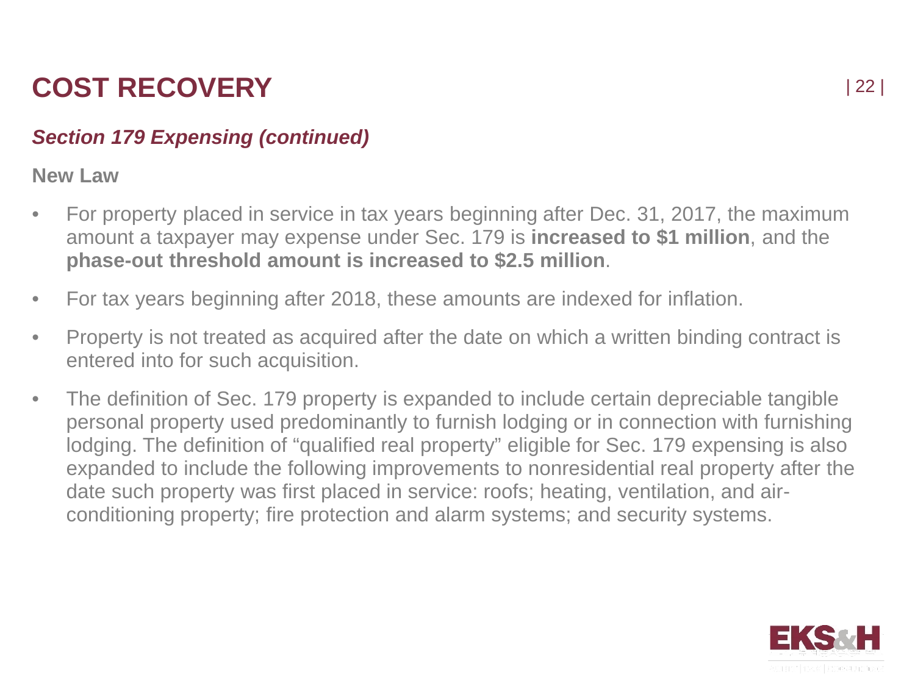# COST RECOVERY

## *Section 179 Expensing (continued)*

**New Law**

- For property placed in service in tax years beginning after Dec. 31, 2017, the maximum amount a taxpayer may expense under Sec. 179 is **increased to $1 million**, and the **phase-out threshold amount is increased to $2.5 million**.
- For tax years beginning after 2018, these amounts are indexed for inflation.
- Property is not treated as acquired after the date on which a written binding contract is entered into for such acquisition.
- The definition of Sec. 179 property is expanded to include certain depreciable tangible personal property used predominantly to furnish lodging or in connection with furnishing lodging. The definition of "qualified real property" eligible for Sec. 179 expensing is also expanded to include the following improvements to nonresidential real property after the date such property was first placed in service: roofs; heating, ventilation, and air-conditioning property; fire protection and alarm systems; and security systems.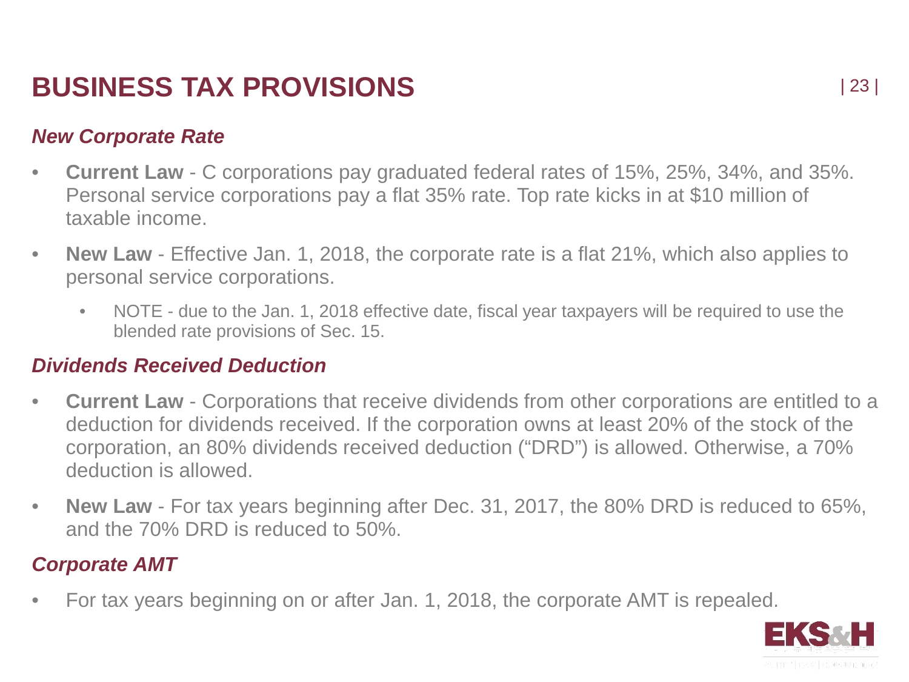# BUSINESS TAX PROVISIONS

## *New Corporate Rate*

- **Current Law** - C corporations pay graduated federal rates of 15%, 25%, 34%, and 35%. Personal service corporations pay a flat 35% rate. Top rate kicks in at $10 million of taxable income.
- **New Law** - Effective Jan. 1, 2018, the corporate rate is a flat 21%, which also applies to personal service corporations.
  - NOTE - due to the Jan. 1, 2018 effective date, fiscal year taxpayers will be required to use the blended rate provisions of Sec. 15.

## *Dividends Received Deduction*

- **Current Law** - Corporations that receive dividends from other corporations are entitled to a deduction for dividends received. If the corporation owns at least 20% of the stock of the corporation, an 80% dividends received deduction ("DRD") is allowed. Otherwise, a 70% deduction is allowed.
- **New Law** - For tax years beginning after Dec. 31, 2017, the 80% DRD is reduced to 65%, and the 70% DRD is reduced to 50%.

## *Corporate AMT*

- For tax years beginning on or after Jan. 1, 2018, the corporate AMT is repealed.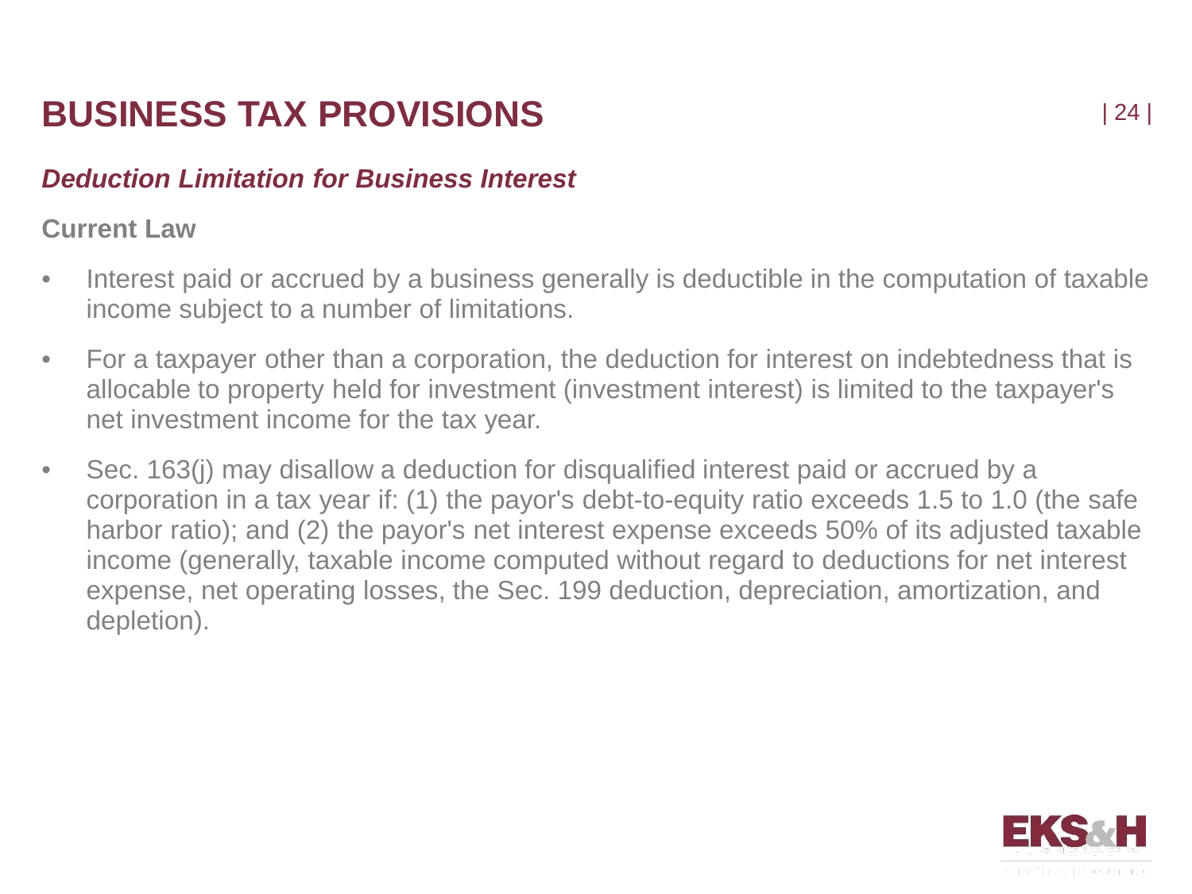# BUSINESS TAX PROVISIONS

## *Deduction Limitation for Business Interest*

### Current Law

- Interest paid or accrued by a business generally is deductible in the computation of taxable income subject to a number of limitations.
- For a taxpayer other than a corporation, the deduction for interest on indebtedness that is allocable to property held for investment (investment interest) is limited to the taxpayer's net investment income for the tax year.
- Sec. 163(j) may disallow a deduction for disqualified interest paid or accrued by a corporation in a tax year if: (1) the payor's debt-to-equity ratio exceeds 1.5 to 1.0 (the safe harbor ratio); and (2) the payor's net interest expense exceeds 50% of its adjusted taxable income (generally, taxable income computed without regard to deductions for net interest expense, net operating losses, the Sec. 199 deduction, depreciation, amortization, and depletion).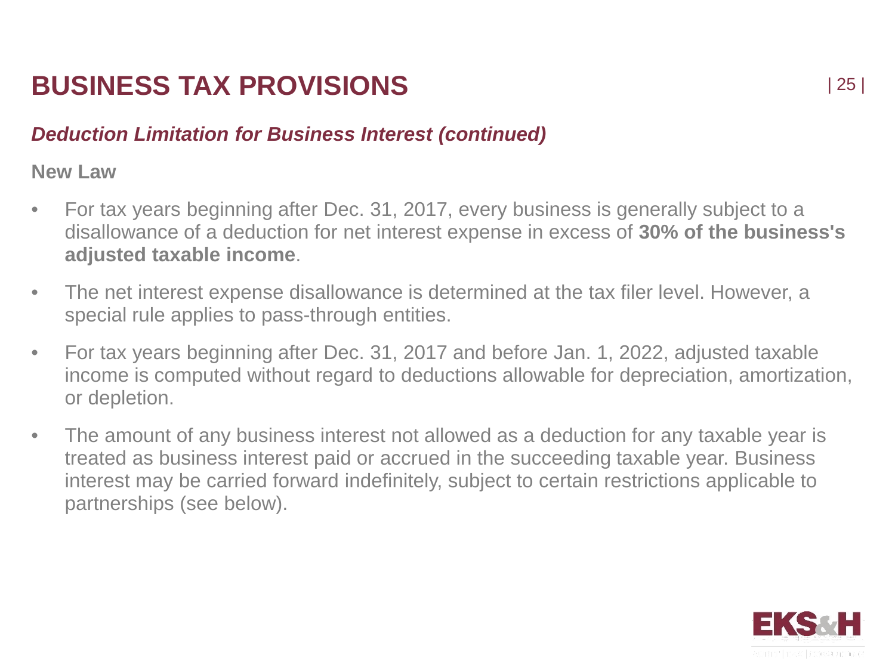# BUSINESS TAX PROVISIONS

## *Deduction Limitation for Business Interest (continued)*

**New Law**

- For tax years beginning after Dec. 31, 2017, every business is generally subject to a disallowance of a deduction for net interest expense in excess of **30% of the business's adjusted taxable income**.
- The net interest expense disallowance is determined at the tax filer level. However, a special rule applies to pass-through entities.
- For tax years beginning after Dec. 31, 2017 and before Jan. 1, 2022, adjusted taxable income is computed without regard to deductions allowable for depreciation, amortization, or depletion.
- The amount of any business interest not allowed as a deduction for any taxable year is treated as business interest paid or accrued in the succeeding taxable year. Business interest may be carried forward indefinitely, subject to certain restrictions applicable to partnerships (see below).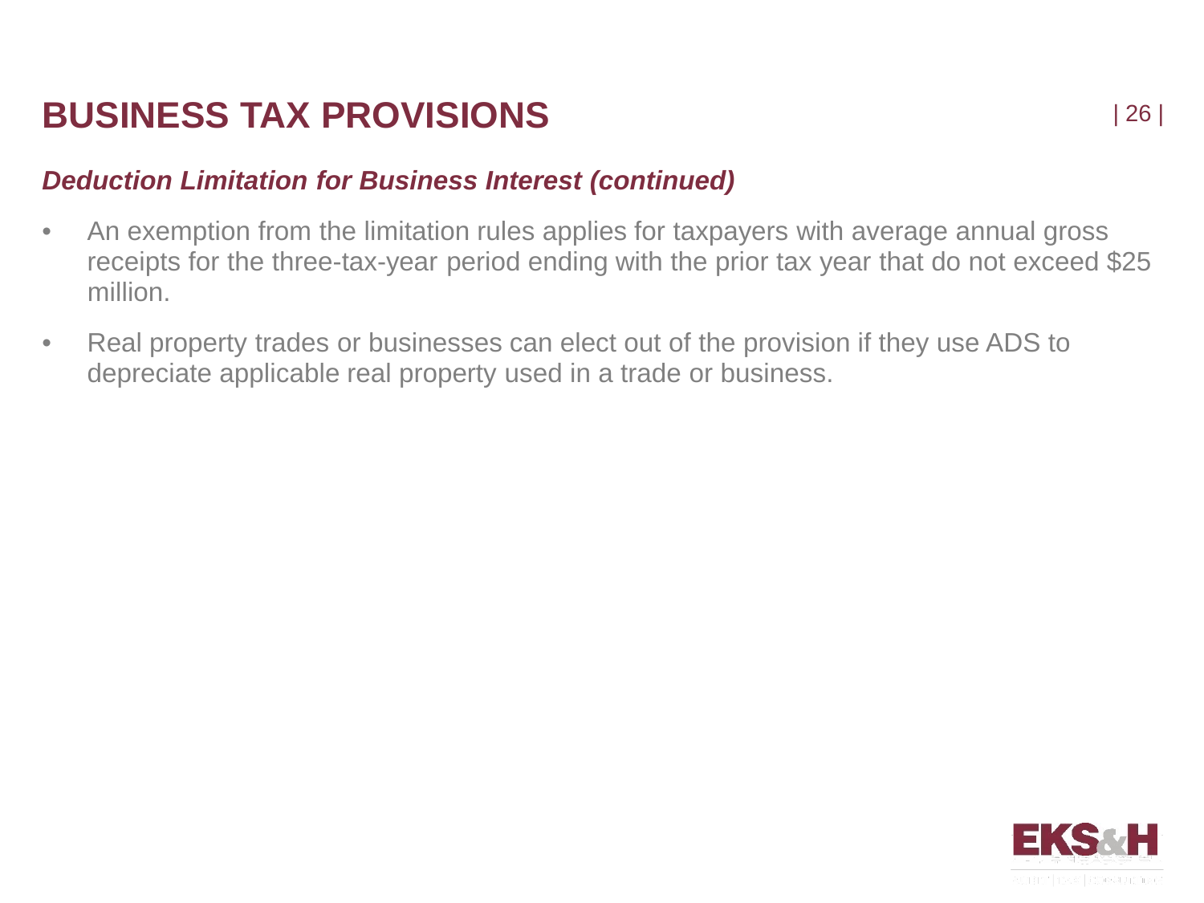# BUSINESS TAX PROVISIONS

### *Deduction Limitation for Business Interest (continued)*

- An exemption from the limitation rules applies for taxpayers with average annual gross receipts for the three-tax-year period ending with the prior tax year that do not exceed $25 million.
- Real property trades or businesses can elect out of the provision if they use ADS to depreciate applicable real property used in a trade or business.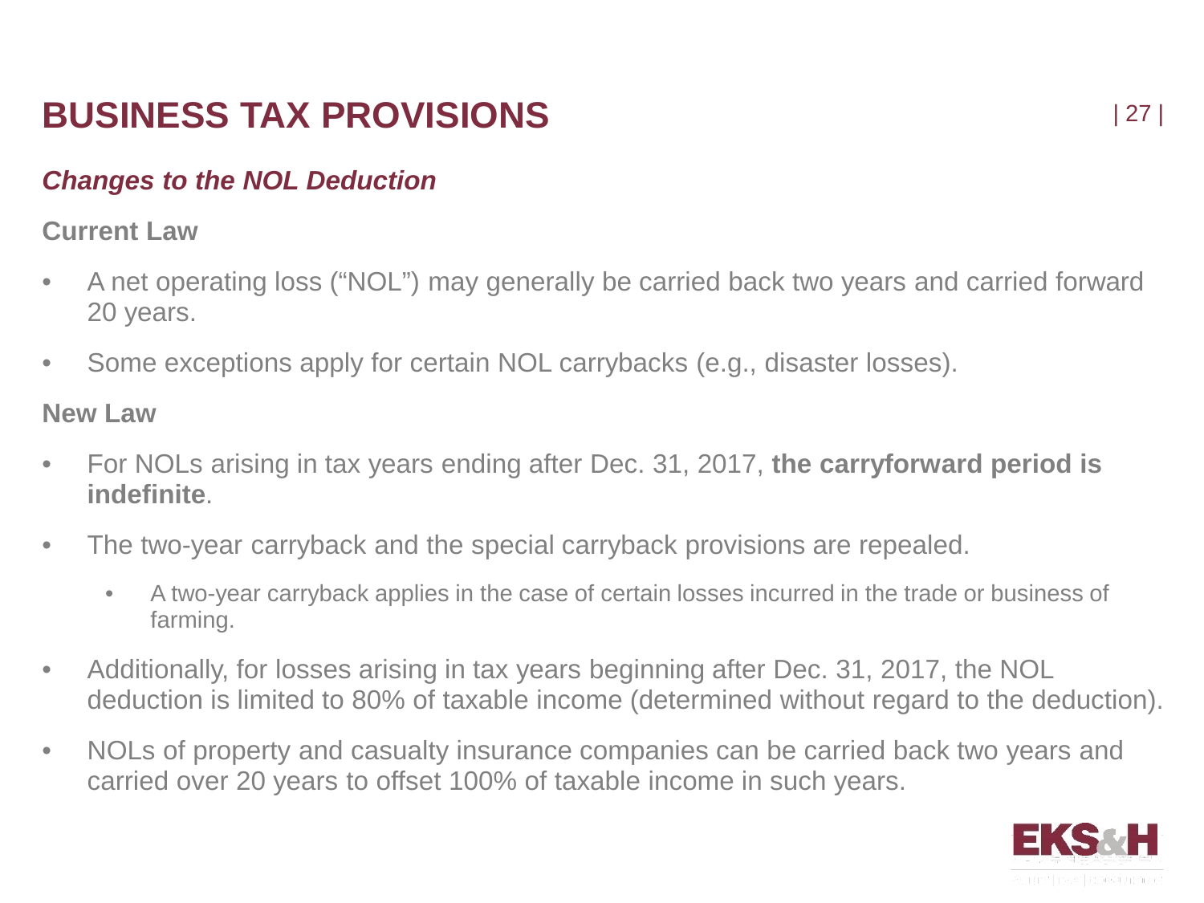# BUSINESS TAX PROVISIONS

## *Changes to the NOL Deduction*

**Current Law**

- A net operating loss ("NOL") may generally be carried back two years and carried forward 20 years.
- Some exceptions apply for certain NOL carrybacks (e.g., disaster losses).

**New Law**

- For NOLs arising in tax years ending after Dec. 31, 2017, **the carryforward period is indefinite**.
- The two-year carryback and the special carryback provisions are repealed.
  - A two-year carryback applies in the case of certain losses incurred in the trade or business of farming.
- Additionally, for losses arising in tax years beginning after Dec. 31, 2017, the NOL deduction is limited to 80% of taxable income (determined without regard to the deduction).
- NOLs of property and casualty insurance companies can be carried back two years and carried over 20 years to offset 100% of taxable income in such years.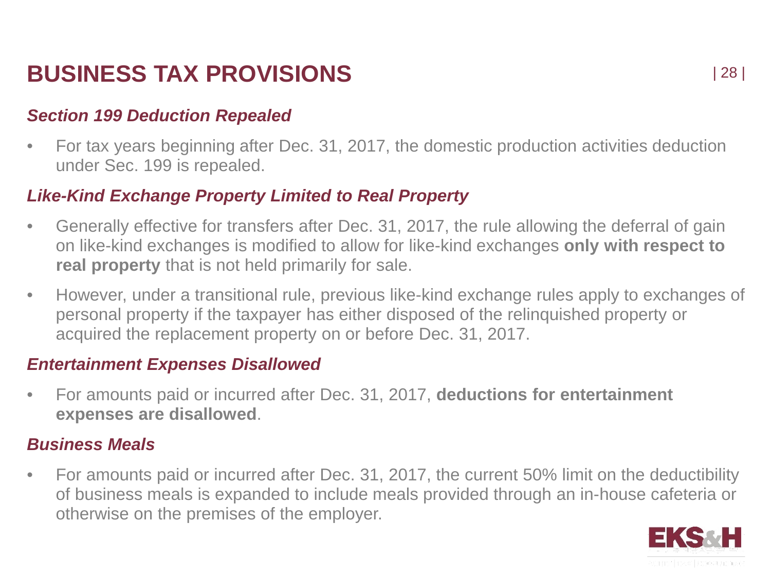# BUSINESS TAX PROVISIONS

### *Section 199 Deduction Repealed*

- For tax years beginning after Dec. 31, 2017, the domestic production activities deduction under Sec. 199 is repealed.

### *Like-Kind Exchange Property Limited to Real Property*

- Generally effective for transfers after Dec. 31, 2017, the rule allowing the deferral of gain on like-kind exchanges is modified to allow for like-kind exchanges **only with respect to real property** that is not held primarily for sale.
- However, under a transitional rule, previous like-kind exchange rules apply to exchanges of personal property if the taxpayer has either disposed of the relinquished property or acquired the replacement property on or before Dec. 31, 2017.

### *Entertainment Expenses Disallowed*

- For amounts paid or incurred after Dec. 31, 2017, **deductions for entertainment expenses are disallowed**.

### *Business Meals*

- For amounts paid or incurred after Dec. 31, 2017, the current 50% limit on the deductibility of business meals is expanded to include meals provided through an in-house cafeteria or otherwise on the premises of the employer.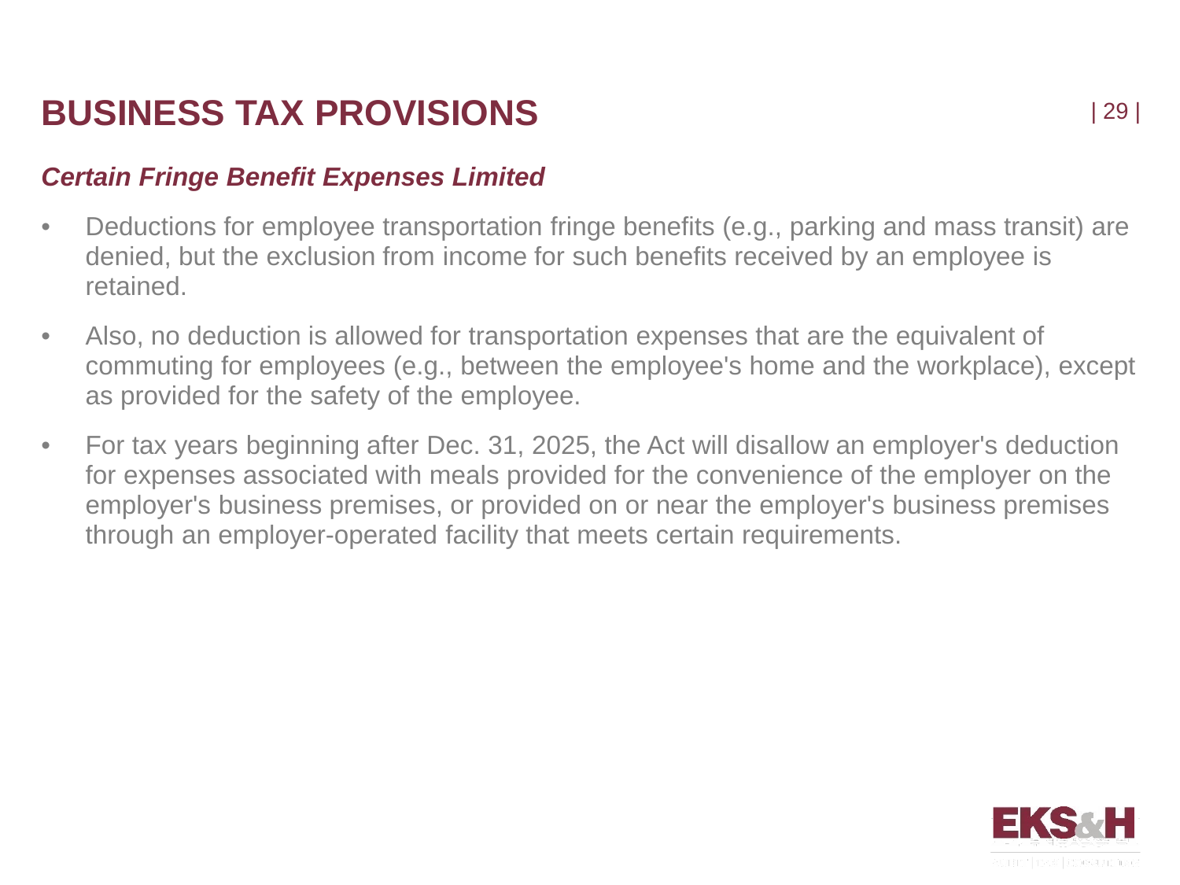# BUSINESS TAX PROVISIONS

## *Certain Fringe Benefit Expenses Limited*

- Deductions for employee transportation fringe benefits (e.g., parking and mass transit) are denied, but the exclusion from income for such benefits received by an employee is retained.
- Also, no deduction is allowed for transportation expenses that are the equivalent of commuting for employees (e.g., between the employee's home and the workplace), except as provided for the safety of the employee.
- For tax years beginning after Dec. 31, 2025, the Act will disallow an employer's deduction for expenses associated with meals provided for the convenience of the employer on the employer's business premises, or provided on or near the employer's business premises through an employer-operated facility that meets certain requirements.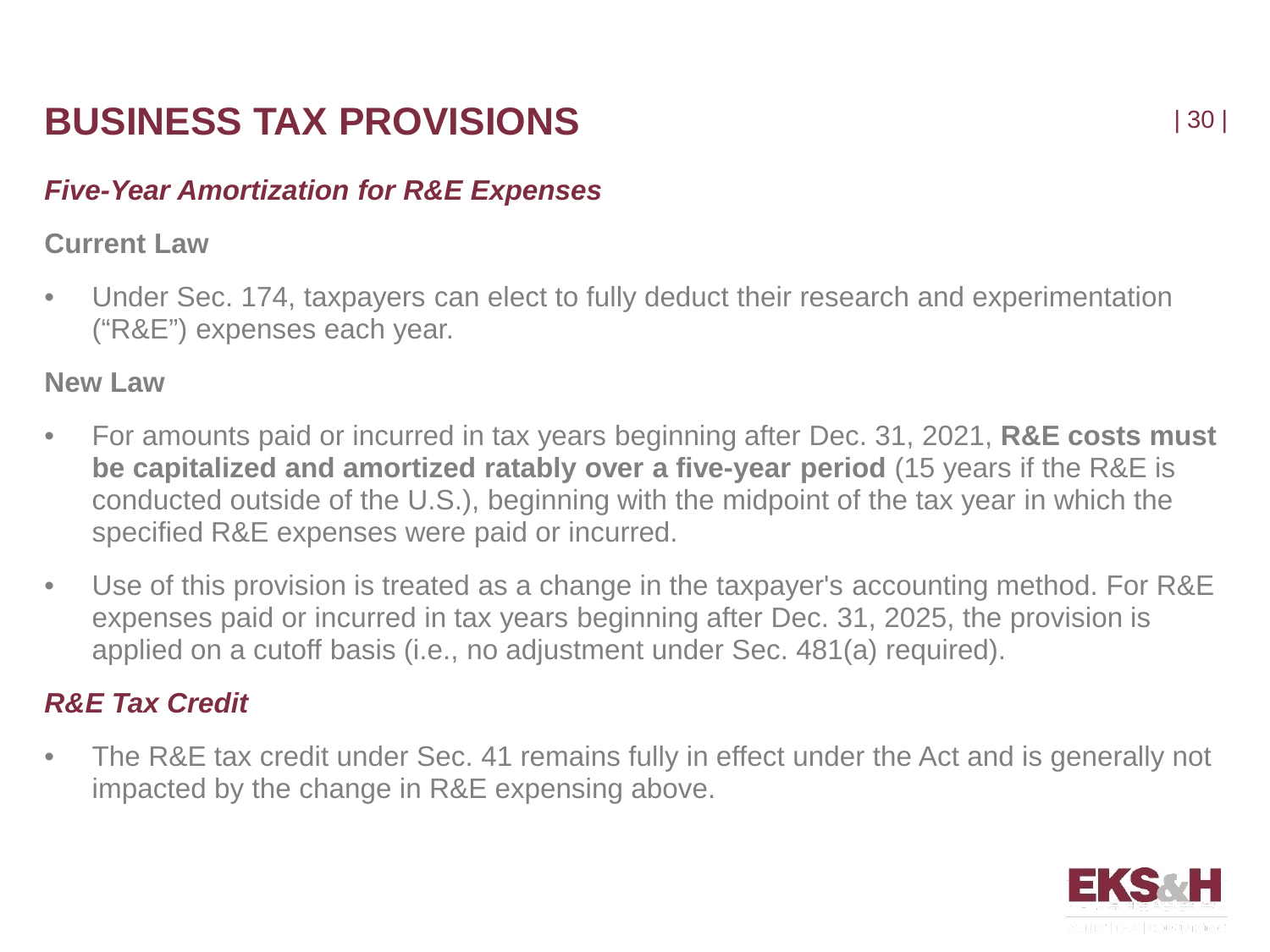# BUSINESS TAX PROVISIONS

## *Five-Year Amortization for R&E Expenses*

### Current Law

- Under Sec. 174, taxpayers can elect to fully deduct their research and experimentation ("R&E") expenses each year.

### New Law

- For amounts paid or incurred in tax years beginning after Dec. 31, 2021, **R&E costs must be capitalized and amortized ratably over a five-year period** (15 years if the R&E is conducted outside of the U.S.), beginning with the midpoint of the tax year in which the specified R&E expenses were paid or incurred.
- Use of this provision is treated as a change in the taxpayer's accounting method. For R&E expenses paid or incurred in tax years beginning after Dec. 31, 2025, the provision is applied on a cutoff basis (i.e., no adjustment under Sec. 481(a) required).

## *R&E Tax Credit*

- The R&E tax credit under Sec. 41 remains fully in effect under the Act and is generally not impacted by the change in R&E expensing above.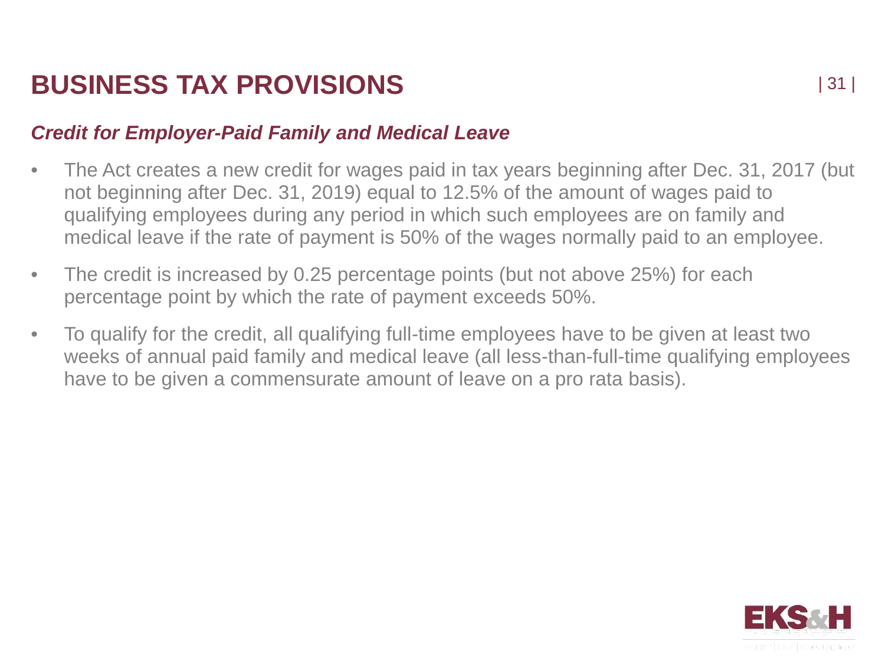# BUSINESS TAX PROVISIONS

### *Credit for Employer-Paid Family and Medical Leave*

- The Act creates a new credit for wages paid in tax years beginning after Dec. 31, 2017 (but not beginning after Dec. 31, 2019) equal to 12.5% of the amount of wages paid to qualifying employees during any period in which such employees are on family and medical leave if the rate of payment is 50% of the wages normally paid to an employee.
- The credit is increased by 0.25 percentage points (but not above 25%) for each percentage point by which the rate of payment exceeds 50%.
- To qualify for the credit, all qualifying full-time employees have to be given at least two weeks of annual paid family and medical leave (all less-than-full-time qualifying employees have to be given a commensurate amount of leave on a pro rata basis).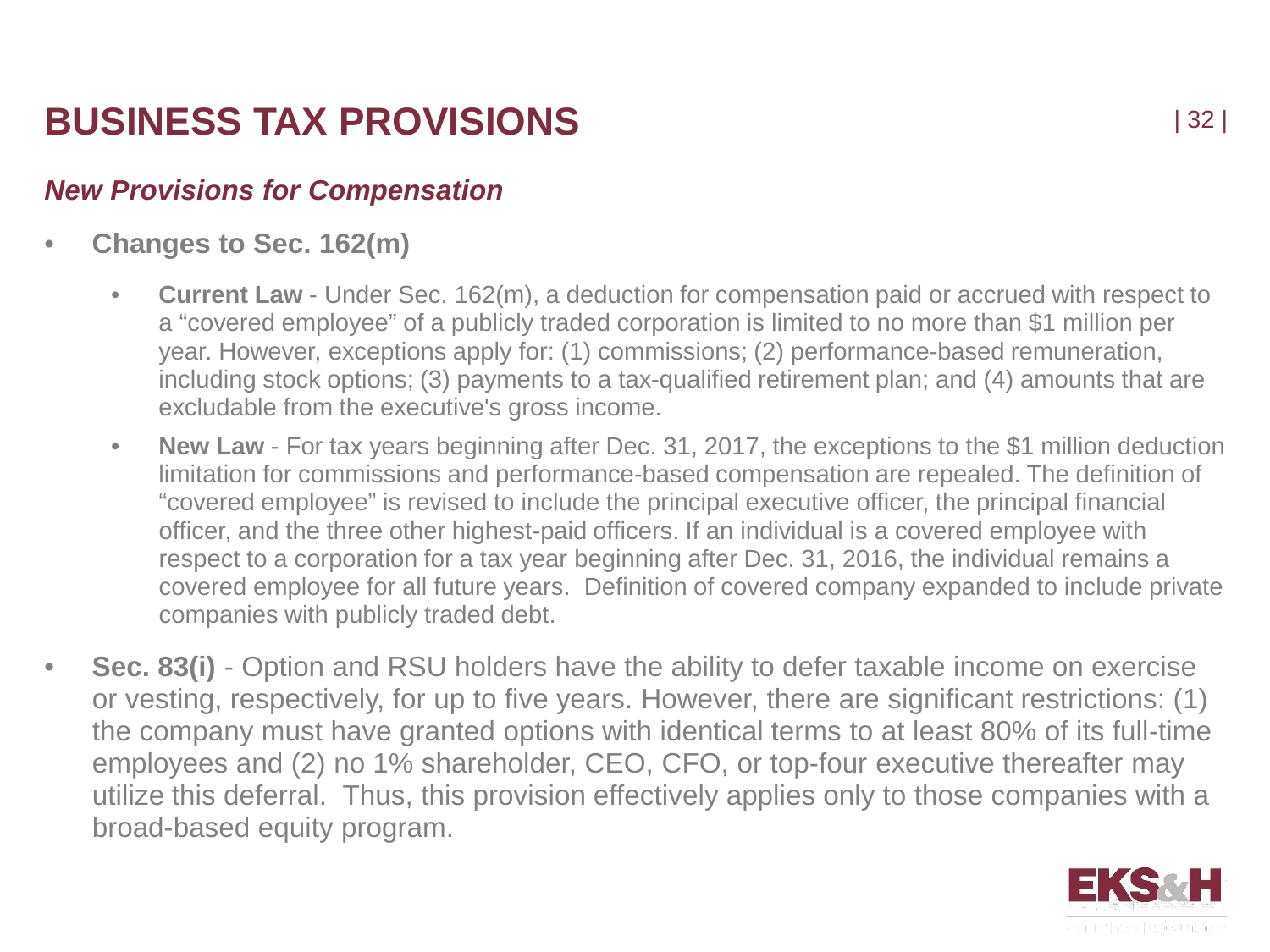# BUSINESS TAX PROVISIONS

## *New Provisions for Compensation*

- **Changes to Sec. 162(m)**
  - **Current Law** - Under Sec. 162(m), a deduction for compensation paid or accrued with respect to a "covered employee" of a publicly traded corporation is limited to no more than $1 million per year. However, exceptions apply for: (1) commissions; (2) performance-based remuneration, including stock options; (3) payments to a tax-qualified retirement plan; and (4) amounts that are excludable from the executive's gross income.
  - **New Law** - For tax years beginning after Dec. 31, 2017, the exceptions to the $1 million deduction limitation for commissions and performance-based compensation are repealed. The definition of "covered employee" is revised to include the principal executive officer, the principal financial officer, and the three other highest-paid officers. If an individual is a covered employee with respect to a corporation for a tax year beginning after Dec. 31, 2016, the individual remains a covered employee for all future years. Definition of covered company expanded to include private companies with publicly traded debt.
- **Sec. 83(i)** - Option and RSU holders have the ability to defer taxable income on exercise or vesting, respectively, for up to five years. However, there are significant restrictions: (1) the company must have granted options with identical terms to at least 80% of its full-time employees and (2) no 1% shareholder, CEO, CFO, or top-four executive thereafter may utilize this deferral. Thus, this provision effectively applies only to those companies with a broad-based equity program.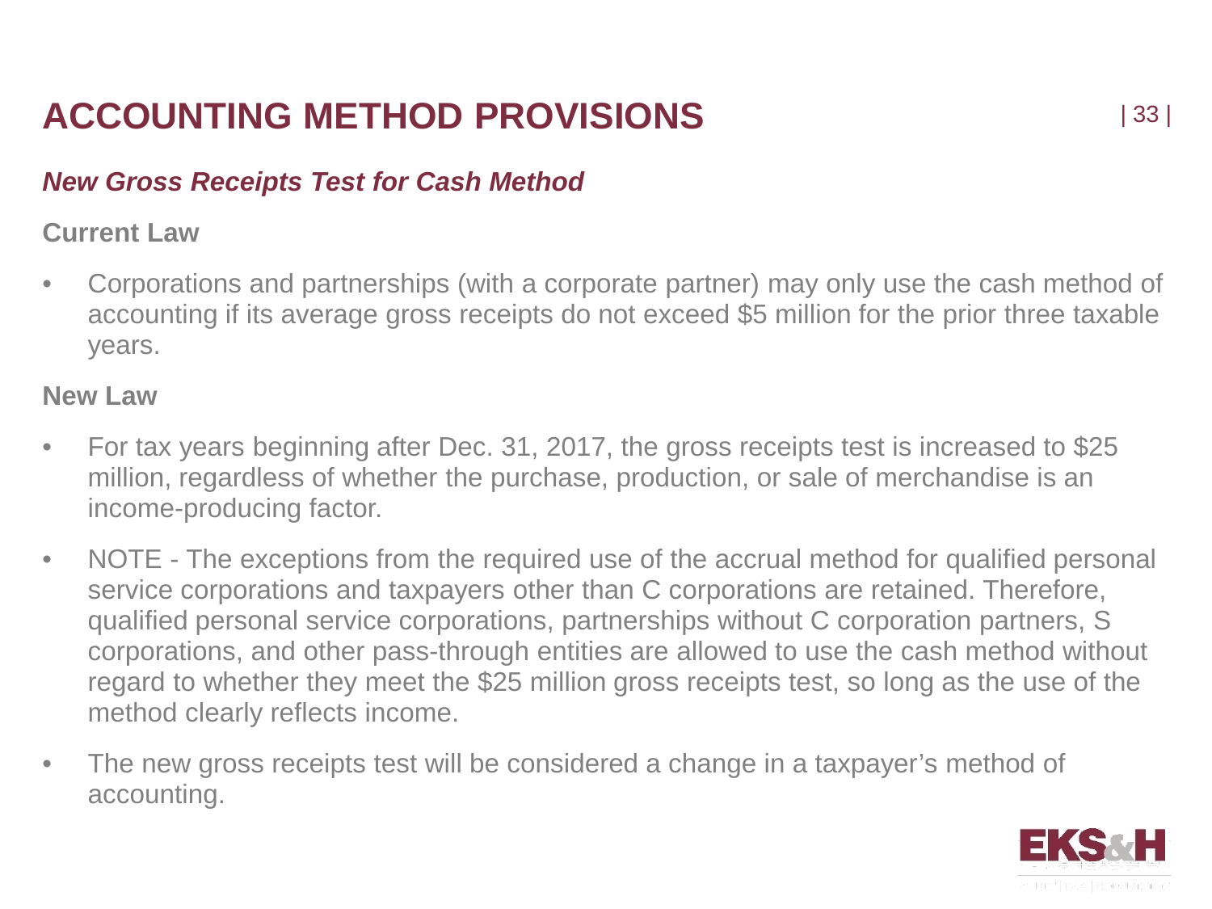# ACCOUNTING METHOD PROVISIONS

## *New Gross Receipts Test for Cash Method*

**Current Law**

- Corporations and partnerships (with a corporate partner) may only use the cash method of accounting if its average gross receipts do not exceed $5 million for the prior three taxable years.

**New Law**

- For tax years beginning after Dec. 31, 2017, the gross receipts test is increased to $25 million, regardless of whether the purchase, production, or sale of merchandise is an income-producing factor.
- NOTE - The exceptions from the required use of the accrual method for qualified personal service corporations and taxpayers other than C corporations are retained. Therefore, qualified personal service corporations, partnerships without C corporation partners, S corporations, and other pass-through entities are allowed to use the cash method without regard to whether they meet the $25 million gross receipts test, so long as the use of the method clearly reflects income.
- The new gross receipts test will be considered a change in a taxpayer's method of accounting.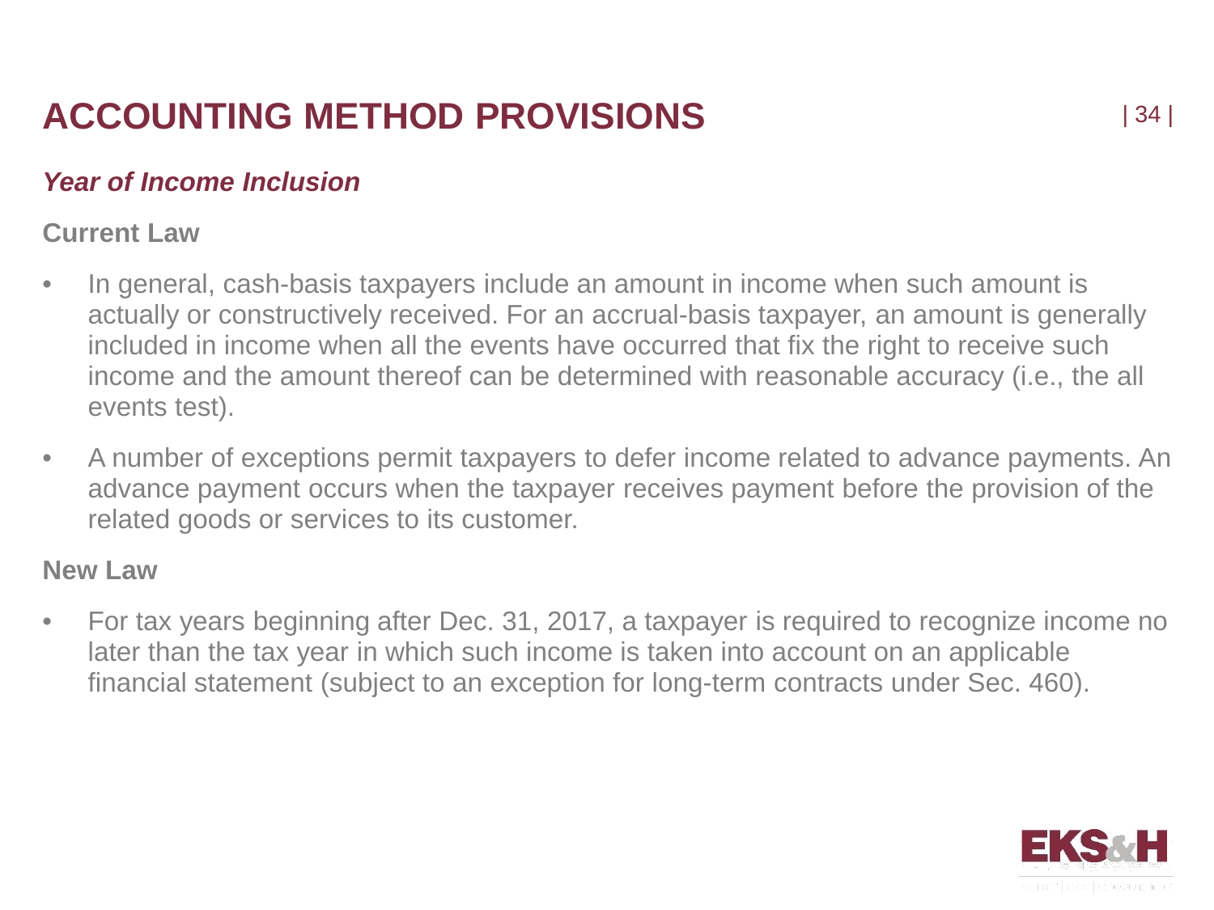# ACCOUNTING METHOD PROVISIONS

***Year of Income Inclusion***

**Current Law**

- In general, cash-basis taxpayers include an amount in income when such amount is actually or constructively received. For an accrual-basis taxpayer, an amount is generally included in income when all the events have occurred that fix the right to receive such income and the amount thereof can be determined with reasonable accuracy (i.e., the all events test).
- A number of exceptions permit taxpayers to defer income related to advance payments. An advance payment occurs when the taxpayer receives payment before the provision of the related goods or services to its customer.

**New Law**

- For tax years beginning after Dec. 31, 2017, a taxpayer is required to recognize income no later than the tax year in which such income is taken into account on an applicable financial statement (subject to an exception for long-term contracts under Sec. 460).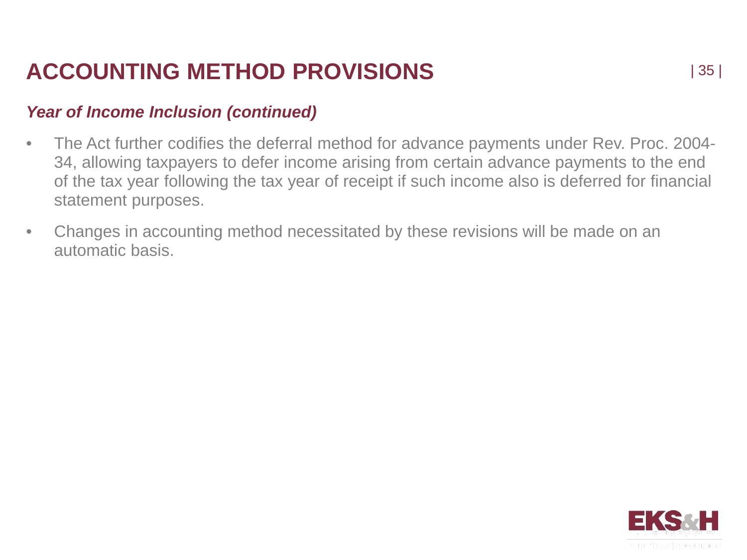# ACCOUNTING METHOD PROVISIONS

***Year of Income Inclusion (continued)***

- The Act further codifies the deferral method for advance payments under Rev. Proc. 2004-34, allowing taxpayers to defer income arising from certain advance payments to the end of the tax year following the tax year of receipt if such income also is deferred for financial statement purposes.
- Changes in accounting method necessitated by these revisions will be made on an automatic basis.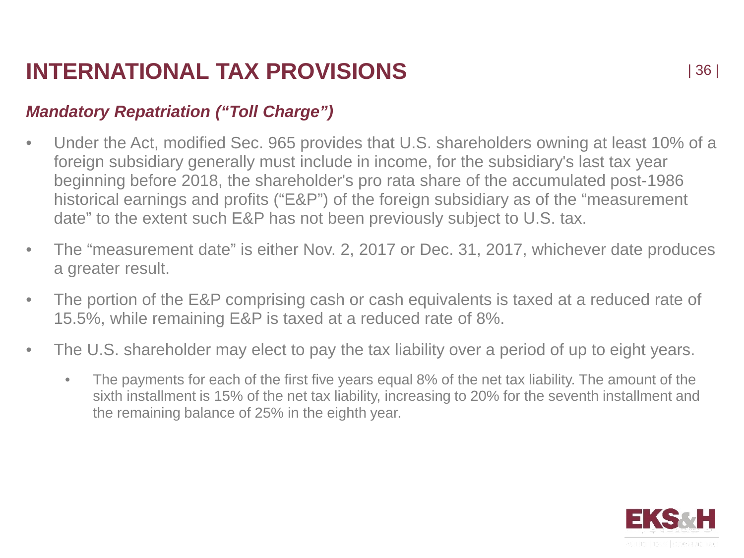# INTERNATIONAL TAX PROVISIONS

## *Mandatory Repatriation ("Toll Charge")*

- Under the Act, modified Sec. 965 provides that U.S. shareholders owning at least 10% of a foreign subsidiary generally must include in income, for the subsidiary's last tax year beginning before 2018, the shareholder's pro rata share of the accumulated post-1986 historical earnings and profits ("E&P") of the foreign subsidiary as of the "measurement date" to the extent such E&P has not been previously subject to U.S. tax.
- The "measurement date" is either Nov. 2, 2017 or Dec. 31, 2017, whichever date produces a greater result.
- The portion of the E&P comprising cash or cash equivalents is taxed at a reduced rate of 15.5%, while remaining E&P is taxed at a reduced rate of 8%.
- The U.S. shareholder may elect to pay the tax liability over a period of up to eight years.
  - The payments for each of the first five years equal 8% of the net tax liability. The amount of the sixth installment is 15% of the net tax liability, increasing to 20% for the seventh installment and the remaining balance of 25% in the eighth year.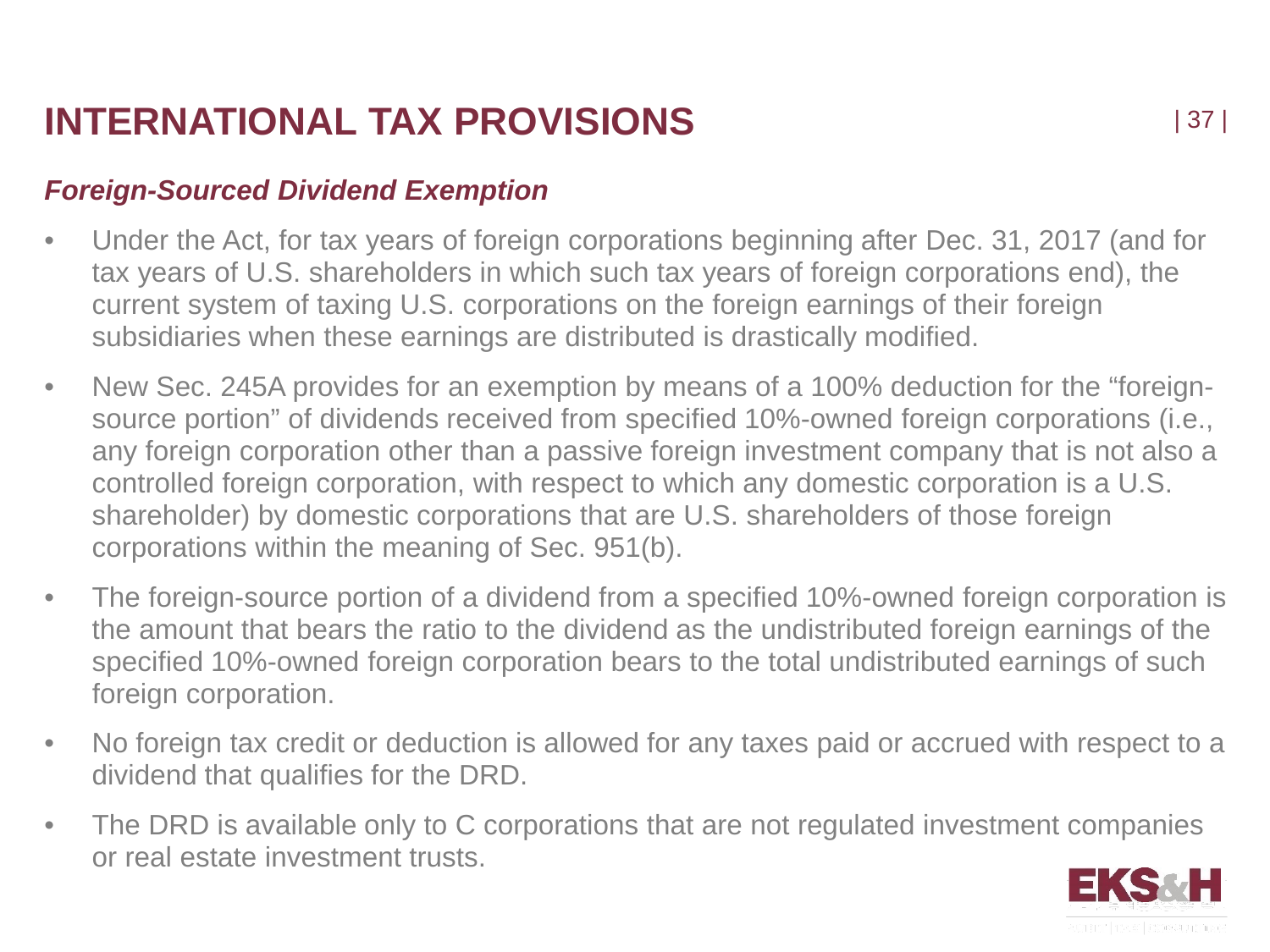# INTERNATIONAL TAX PROVISIONS

### *Foreign-Sourced Dividend Exemption*

- Under the Act, for tax years of foreign corporations beginning after Dec. 31, 2017 (and for tax years of U.S. shareholders in which such tax years of foreign corporations end), the current system of taxing U.S. corporations on the foreign earnings of their foreign subsidiaries when these earnings are distributed is drastically modified.
- New Sec. 245A provides for an exemption by means of a 100% deduction for the "foreign-source portion" of dividends received from specified 10%-owned foreign corporations (i.e., any foreign corporation other than a passive foreign investment company that is not also a controlled foreign corporation, with respect to which any domestic corporation is a U.S. shareholder) by domestic corporations that are U.S. shareholders of those foreign corporations within the meaning of Sec. 951(b).
- The foreign-source portion of a dividend from a specified 10%-owned foreign corporation is the amount that bears the ratio to the dividend as the undistributed foreign earnings of the specified 10%-owned foreign corporation bears to the total undistributed earnings of such foreign corporation.
- No foreign tax credit or deduction is allowed for any taxes paid or accrued with respect to a dividend that qualifies for the DRD.
- The DRD is available only to C corporations that are not regulated investment companies or real estate investment trusts.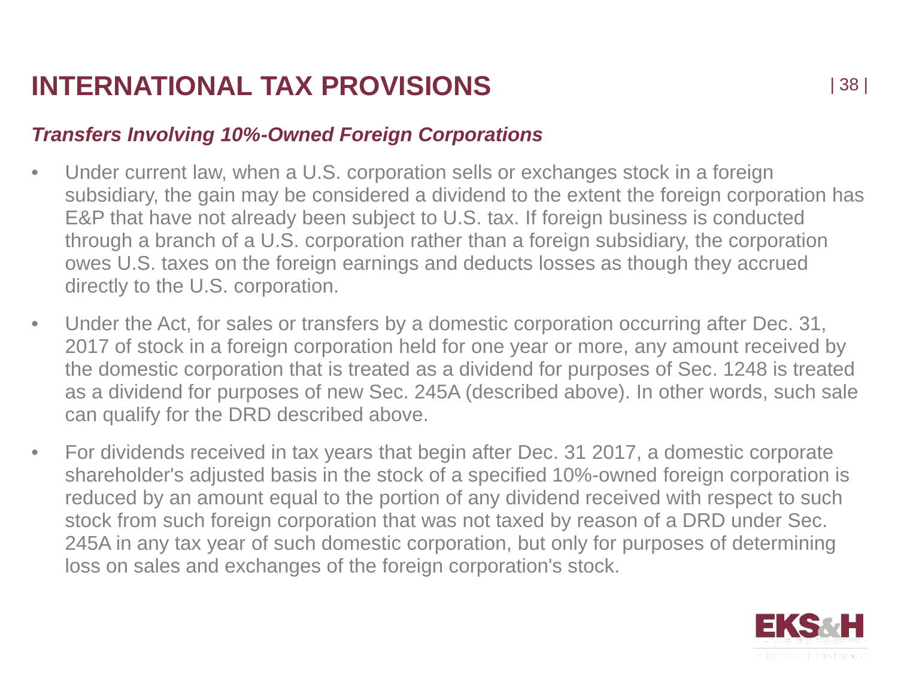# INTERNATIONAL TAX PROVISIONS

## *Transfers Involving 10%-Owned Foreign Corporations*

- Under current law, when a U.S. corporation sells or exchanges stock in a foreign subsidiary, the gain may be considered a dividend to the extent the foreign corporation has E&P that have not already been subject to U.S. tax. If foreign business is conducted through a branch of a U.S. corporation rather than a foreign subsidiary, the corporation owes U.S. taxes on the foreign earnings and deducts losses as though they accrued directly to the U.S. corporation.
- Under the Act, for sales or transfers by a domestic corporation occurring after Dec. 31, 2017 of stock in a foreign corporation held for one year or more, any amount received by the domestic corporation that is treated as a dividend for purposes of Sec. 1248 is treated as a dividend for purposes of new Sec. 245A (described above). In other words, such sale can qualify for the DRD described above.
- For dividends received in tax years that begin after Dec. 31 2017, a domestic corporate shareholder's adjusted basis in the stock of a specified 10%-owned foreign corporation is reduced by an amount equal to the portion of any dividend received with respect to such stock from such foreign corporation that was not taxed by reason of a DRD under Sec. 245A in any tax year of such domestic corporation, but only for purposes of determining loss on sales and exchanges of the foreign corporation's stock.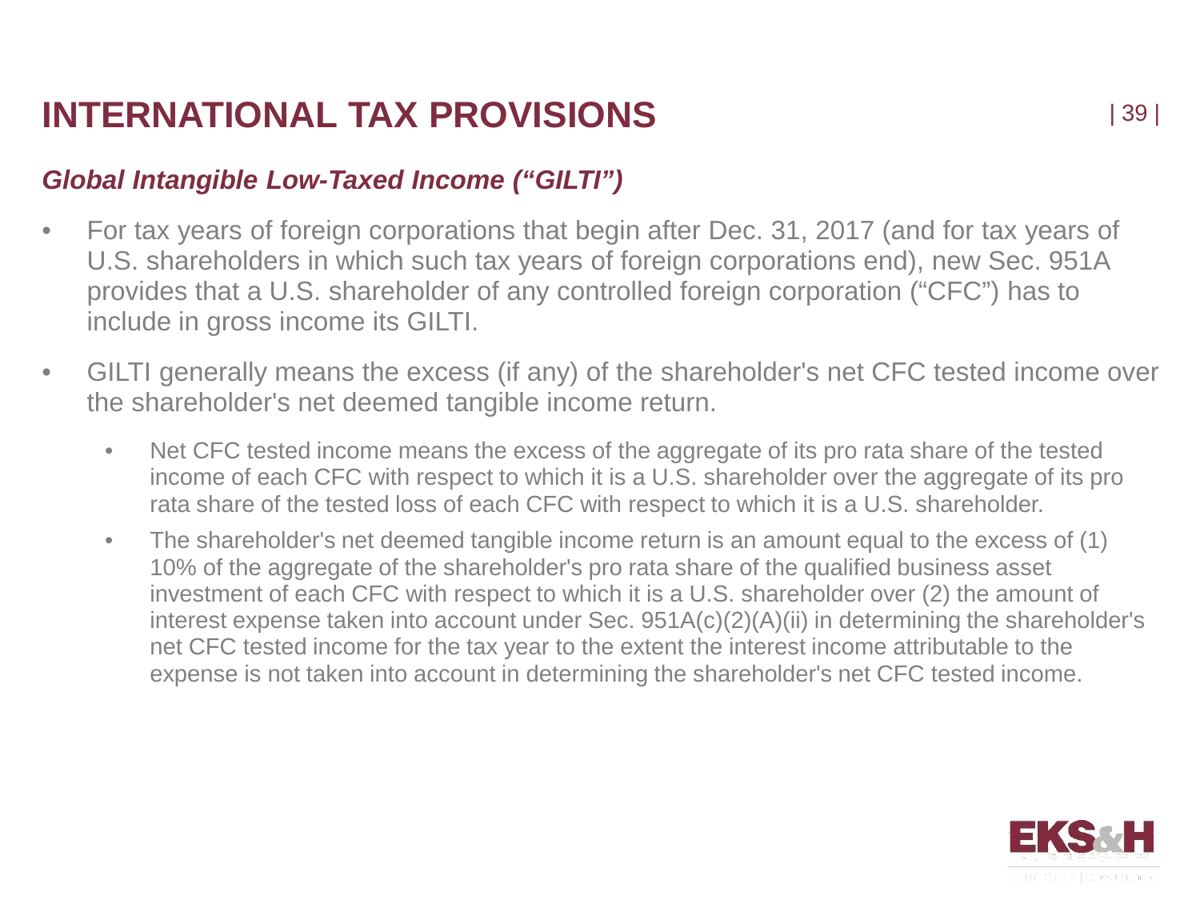# INTERNATIONAL TAX PROVISIONS

## *Global Intangible Low-Taxed Income ("GILTI")*

- For tax years of foreign corporations that begin after Dec. 31, 2017 (and for tax years of U.S. shareholders in which such tax years of foreign corporations end), new Sec. 951A provides that a U.S. shareholder of any controlled foreign corporation ("CFC") has to include in gross income its GILTI.
- GILTI generally means the excess (if any) of the shareholder's net CFC tested income over the shareholder's net deemed tangible income return.
  - Net CFC tested income means the excess of the aggregate of its pro rata share of the tested income of each CFC with respect to which it is a U.S. shareholder over the aggregate of its pro rata share of the tested loss of each CFC with respect to which it is a U.S. shareholder.
  - The shareholder's net deemed tangible income return is an amount equal to the excess of (1) 10% of the aggregate of the shareholder's pro rata share of the qualified business asset investment of each CFC with respect to which it is a U.S. shareholder over (2) the amount of interest expense taken into account under Sec. 951A(c)(2)(A)(ii) in determining the shareholder's net CFC tested income for the tax year to the extent the interest income attributable to the expense is not taken into account in determining the shareholder's net CFC tested income.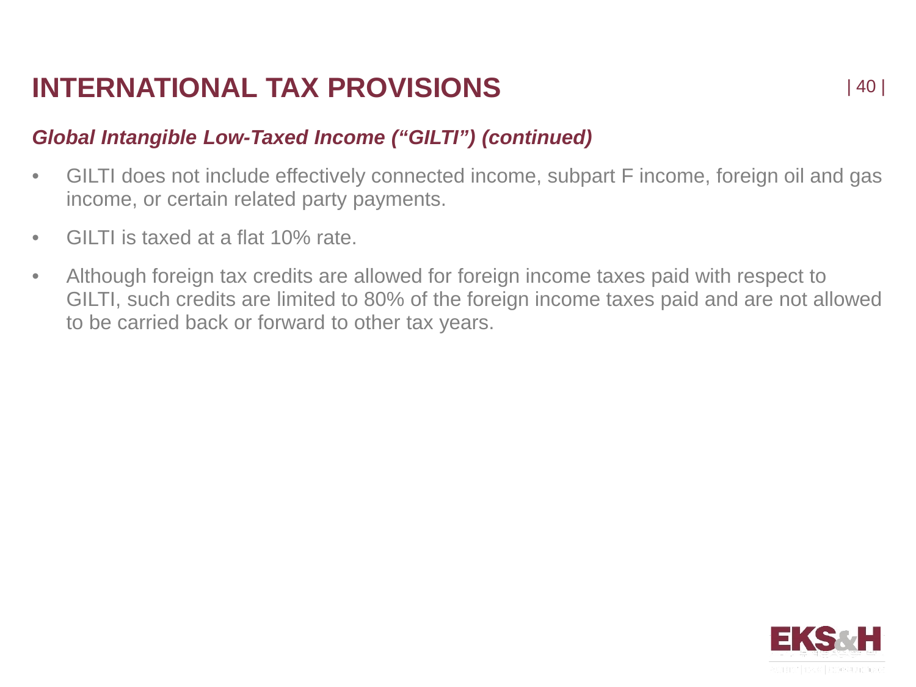# INTERNATIONAL TAX PROVISIONS

## *Global Intangible Low-Taxed Income ("GILTI") (continued)*

- GILTI does not include effectively connected income, subpart F income, foreign oil and gas income, or certain related party payments.
- GILTI is taxed at a flat 10% rate.
- Although foreign tax credits are allowed for foreign income taxes paid with respect to GILTI, such credits are limited to 80% of the foreign income taxes paid and are not allowed to be carried back or forward to other tax years.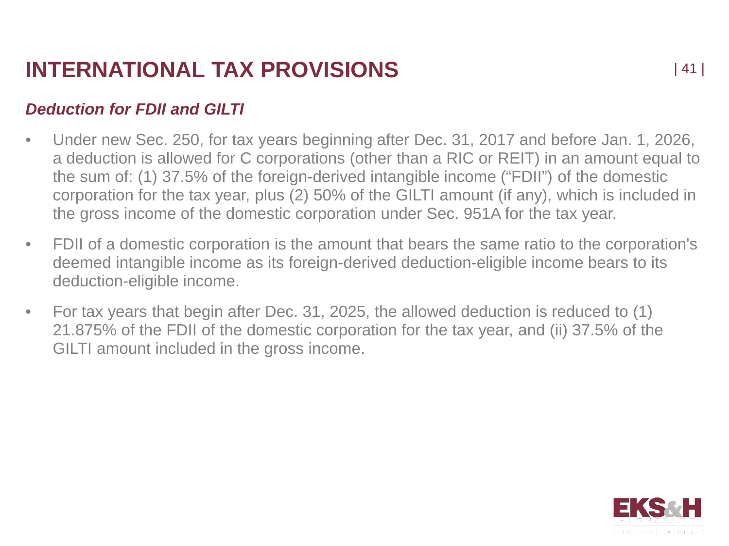# INTERNATIONAL TAX PROVISIONS

## *Deduction for FDII and GILTI*

- Under new Sec. 250, for tax years beginning after Dec. 31, 2017 and before Jan. 1, 2026, a deduction is allowed for C corporations (other than a RIC or REIT) in an amount equal to the sum of: (1) 37.5% of the foreign-derived intangible income ("FDII") of the domestic corporation for the tax year, plus (2) 50% of the GILTI amount (if any), which is included in the gross income of the domestic corporation under Sec. 951A for the tax year.
- FDII of a domestic corporation is the amount that bears the same ratio to the corporation's deemed intangible income as its foreign-derived deduction-eligible income bears to its deduction-eligible income.
- For tax years that begin after Dec. 31, 2025, the allowed deduction is reduced to (1) 21.875% of the FDII of the domestic corporation for the tax year, and (ii) 37.5% of the GILTI amount included in the gross income.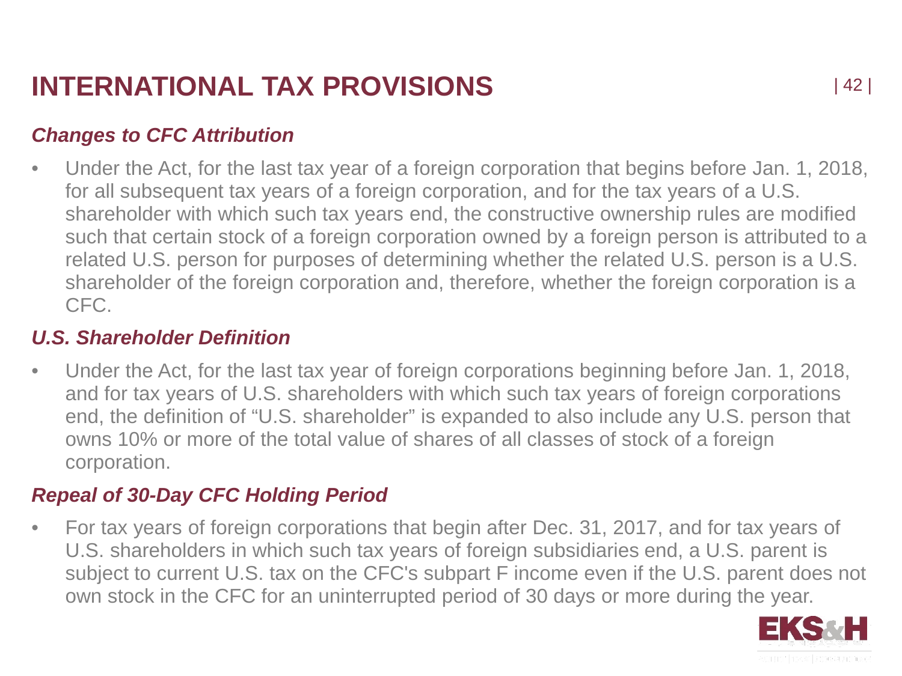# INTERNATIONAL TAX PROVISIONS

### *Changes to CFC Attribution*

- Under the Act, for the last tax year of a foreign corporation that begins before Jan. 1, 2018, for all subsequent tax years of a foreign corporation, and for the tax years of a U.S. shareholder with which such tax years end, the constructive ownership rules are modified such that certain stock of a foreign corporation owned by a foreign person is attributed to a related U.S. person for purposes of determining whether the related U.S. person is a U.S. shareholder of the foreign corporation and, therefore, whether the foreign corporation is a CFC.

### *U.S. Shareholder Definition*

- Under the Act, for the last tax year of foreign corporations beginning before Jan. 1, 2018, and for tax years of U.S. shareholders with which such tax years of foreign corporations end, the definition of "U.S. shareholder" is expanded to also include any U.S. person that owns 10% or more of the total value of shares of all classes of stock of a foreign corporation.

### *Repeal of 30-Day CFC Holding Period*

- For tax years of foreign corporations that begin after Dec. 31, 2017, and for tax years of U.S. shareholders in which such tax years of foreign subsidiaries end, a U.S. parent is subject to current U.S. tax on the CFC's subpart F income even if the U.S. parent does not own stock in the CFC for an uninterrupted period of 30 days or more during the year.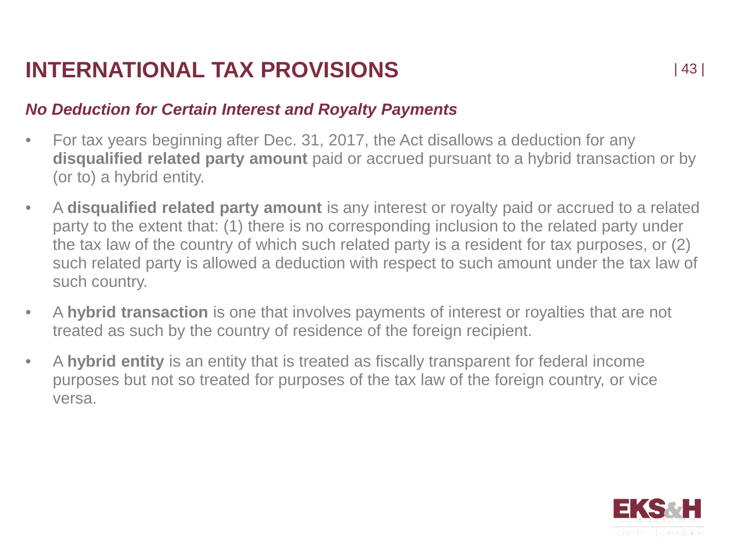# INTERNATIONAL TAX PROVISIONS

## *No Deduction for Certain Interest and Royalty Payments*

- For tax years beginning after Dec. 31, 2017, the Act disallows a deduction for any **disqualified related party amount** paid or accrued pursuant to a hybrid transaction or by (or to) a hybrid entity.
- A **disqualified related party amount** is any interest or royalty paid or accrued to a related party to the extent that: (1) there is no corresponding inclusion to the related party under the tax law of the country of which such related party is a resident for tax purposes, or (2) such related party is allowed a deduction with respect to such amount under the tax law of such country.
- A **hybrid transaction** is one that involves payments of interest or royalties that are not treated as such by the country of residence of the foreign recipient.
- A **hybrid entity** is an entity that is treated as fiscally transparent for federal income purposes but not so treated for purposes of the tax law of the foreign country, or vice versa.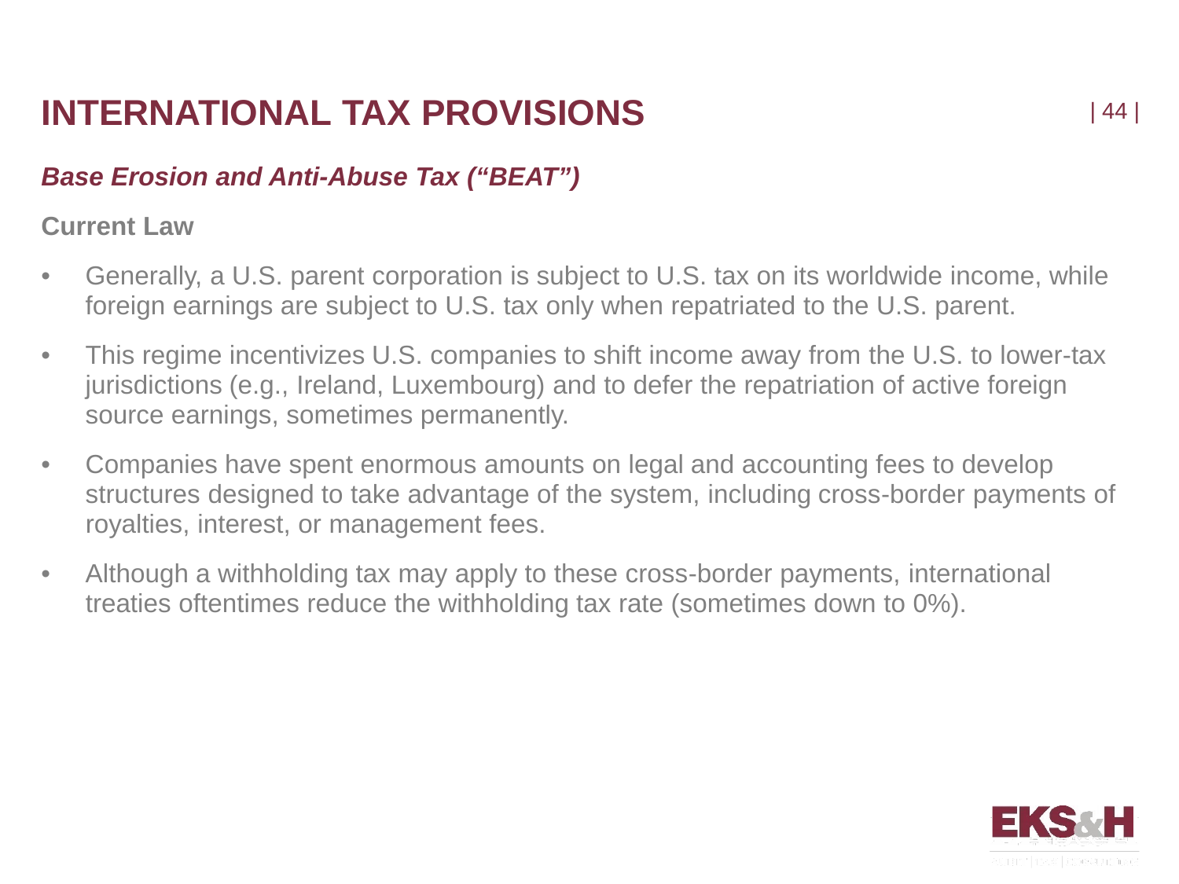# INTERNATIONAL TAX PROVISIONS

## *Base Erosion and Anti-Abuse Tax ("BEAT")*

**Current Law**

- Generally, a U.S. parent corporation is subject to U.S. tax on its worldwide income, while foreign earnings are subject to U.S. tax only when repatriated to the U.S. parent.
- This regime incentivizes U.S. companies to shift income away from the U.S. to lower-tax jurisdictions (e.g., Ireland, Luxembourg) and to defer the repatriation of active foreign source earnings, sometimes permanently.
- Companies have spent enormous amounts on legal and accounting fees to develop structures designed to take advantage of the system, including cross-border payments of royalties, interest, or management fees.
- Although a withholding tax may apply to these cross-border payments, international treaties oftentimes reduce the withholding tax rate (sometimes down to 0%).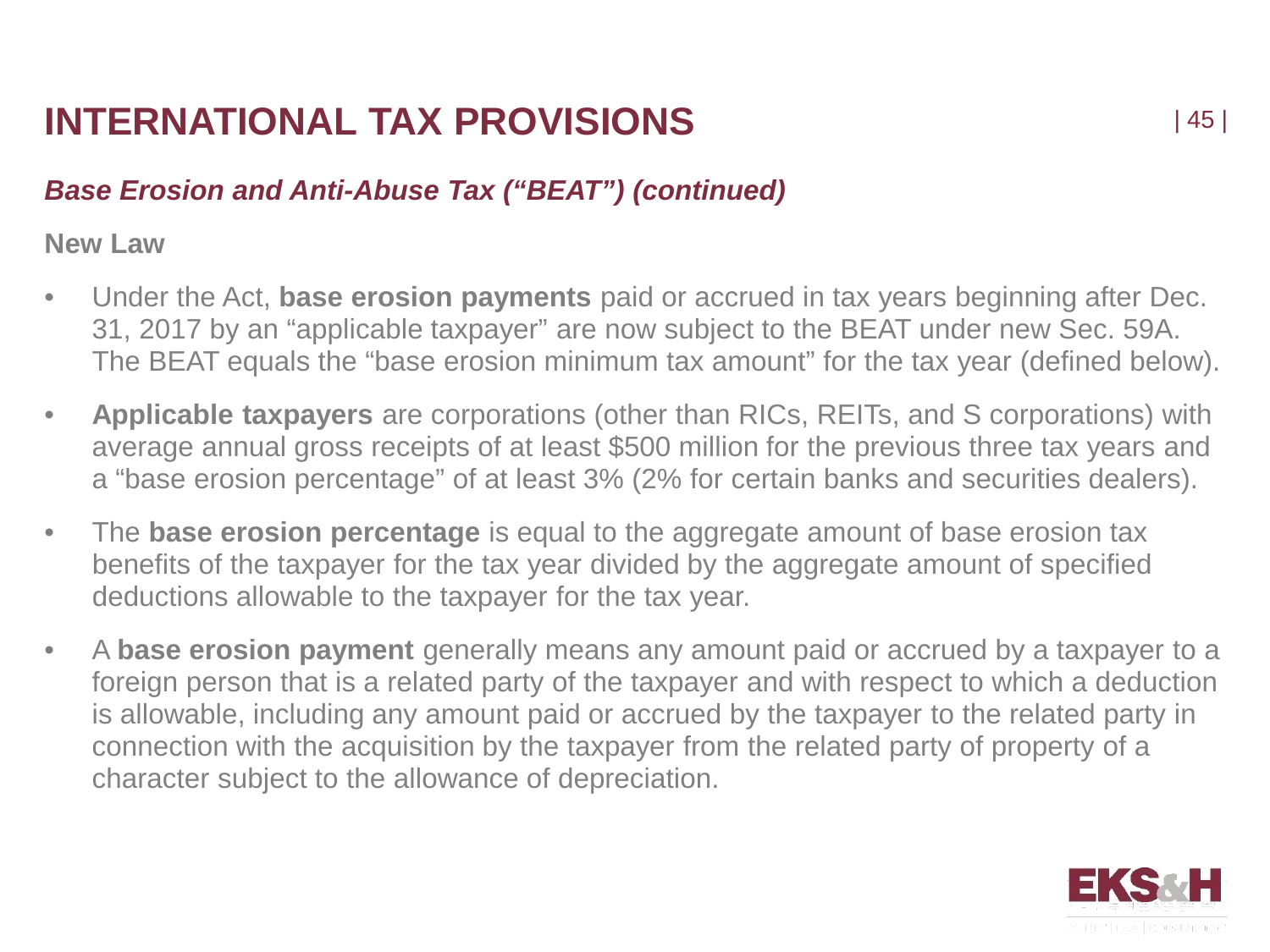# INTERNATIONAL TAX PROVISIONS

## *Base Erosion and Anti-Abuse Tax ("BEAT") (continued)*

**New Law**

- Under the Act, **base erosion payments** paid or accrued in tax years beginning after Dec. 31, 2017 by an "applicable taxpayer" are now subject to the BEAT under new Sec. 59A. The BEAT equals the "base erosion minimum tax amount" for the tax year (defined below).
- **Applicable taxpayers** are corporations (other than RICs, REITs, and S corporations) with average annual gross receipts of at least $500 million for the previous three tax years and a "base erosion percentage" of at least 3% (2% for certain banks and securities dealers).
- The **base erosion percentage** is equal to the aggregate amount of base erosion tax benefits of the taxpayer for the tax year divided by the aggregate amount of specified deductions allowable to the taxpayer for the tax year.
- A **base erosion payment** generally means any amount paid or accrued by a taxpayer to a foreign person that is a related party of the taxpayer and with respect to which a deduction is allowable, including any amount paid or accrued by the taxpayer to the related party in connection with the acquisition by the taxpayer from the related party of property of a character subject to the allowance of depreciation.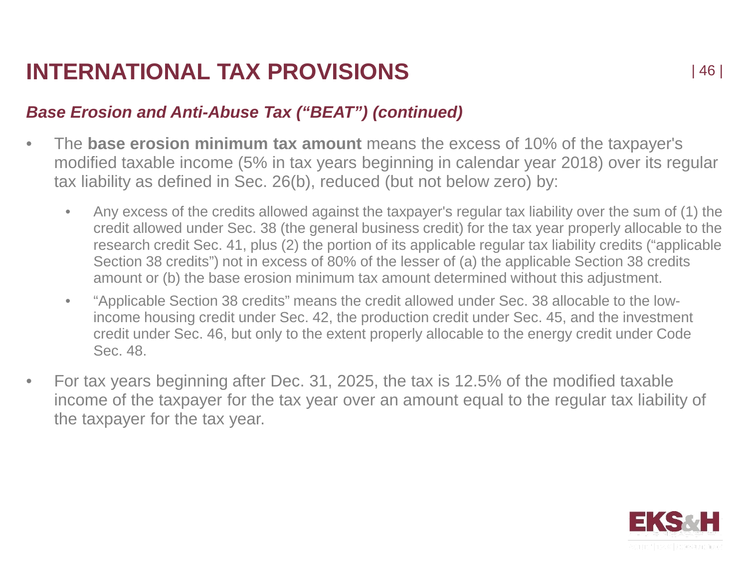# INTERNATIONAL TAX PROVISIONS

### *Base Erosion and Anti-Abuse Tax ("BEAT") (continued)*

- The **base erosion minimum tax amount** means the excess of 10% of the taxpayer's modified taxable income (5% in tax years beginning in calendar year 2018) over its regular tax liability as defined in Sec. 26(b), reduced (but not below zero) by:
  - Any excess of the credits allowed against the taxpayer's regular tax liability over the sum of (1) the credit allowed under Sec. 38 (the general business credit) for the tax year properly allocable to the research credit Sec. 41, plus (2) the portion of its applicable regular tax liability credits ("applicable Section 38 credits") not in excess of 80% of the lesser of (a) the applicable Section 38 credits amount or (b) the base erosion minimum tax amount determined without this adjustment.
  - "Applicable Section 38 credits" means the credit allowed under Sec. 38 allocable to the low-income housing credit under Sec. 42, the production credit under Sec. 45, and the investment credit under Sec. 46, but only to the extent properly allocable to the energy credit under Code Sec. 48.
- For tax years beginning after Dec. 31, 2025, the tax is 12.5% of the modified taxable income of the taxpayer for the tax year over an amount equal to the regular tax liability of the taxpayer for the tax year.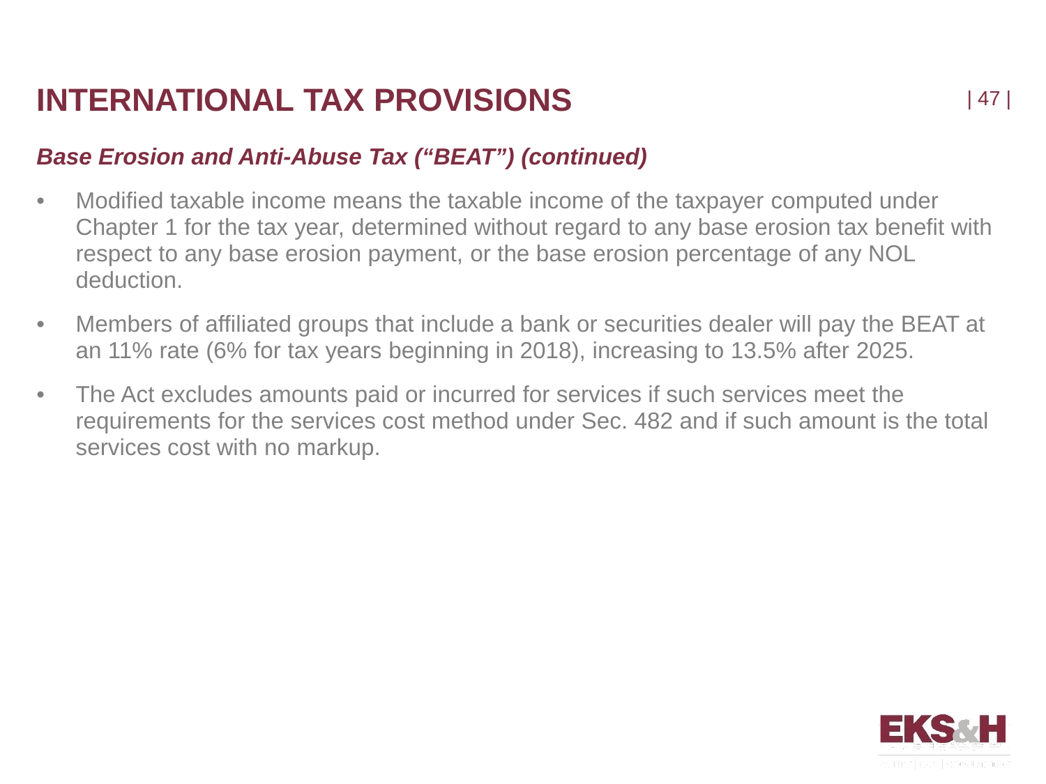# INTERNATIONAL TAX PROVISIONS

### *Base Erosion and Anti-Abuse Tax (“BEAT”) (continued)*

- Modified taxable income means the taxable income of the taxpayer computed under Chapter 1 for the tax year, determined without regard to any base erosion tax benefit with respect to any base erosion payment, or the base erosion percentage of any NOL deduction.
- Members of affiliated groups that include a bank or securities dealer will pay the BEAT at an 11% rate (6% for tax years beginning in 2018), increasing to 13.5% after 2025.
- The Act excludes amounts paid or incurred for services if such services meet the requirements for the services cost method under Sec. 482 and if such amount is the total services cost with no markup.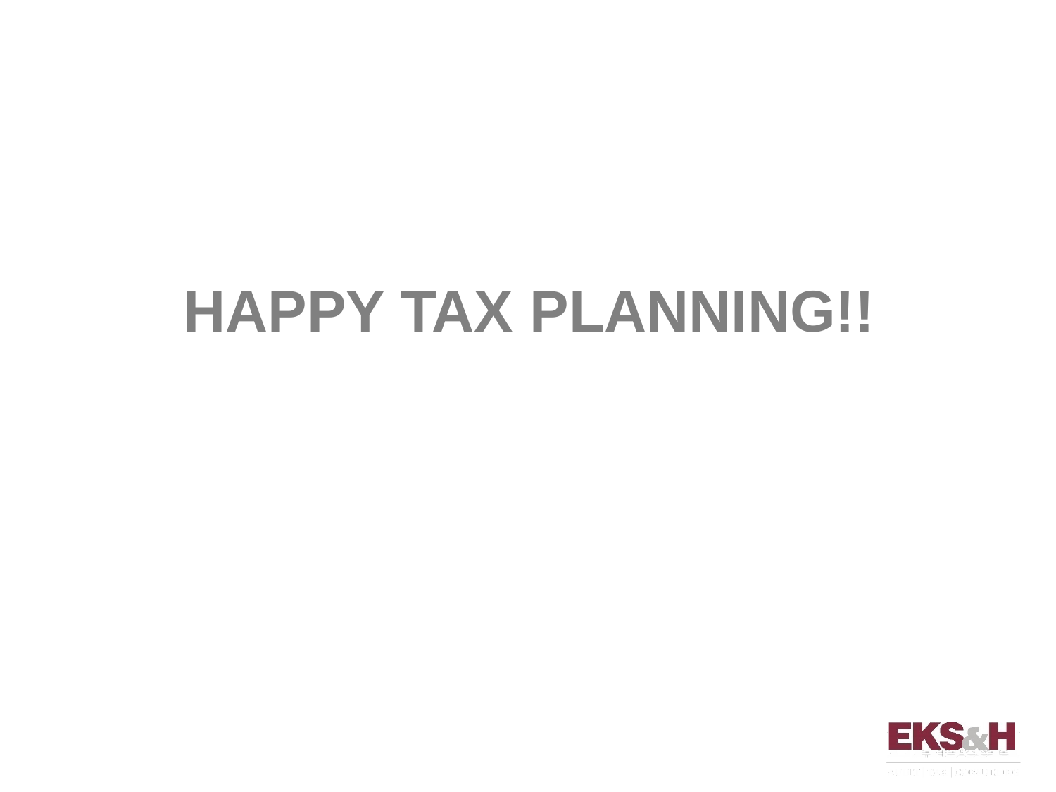# HAPPY TAX PLANNING!!